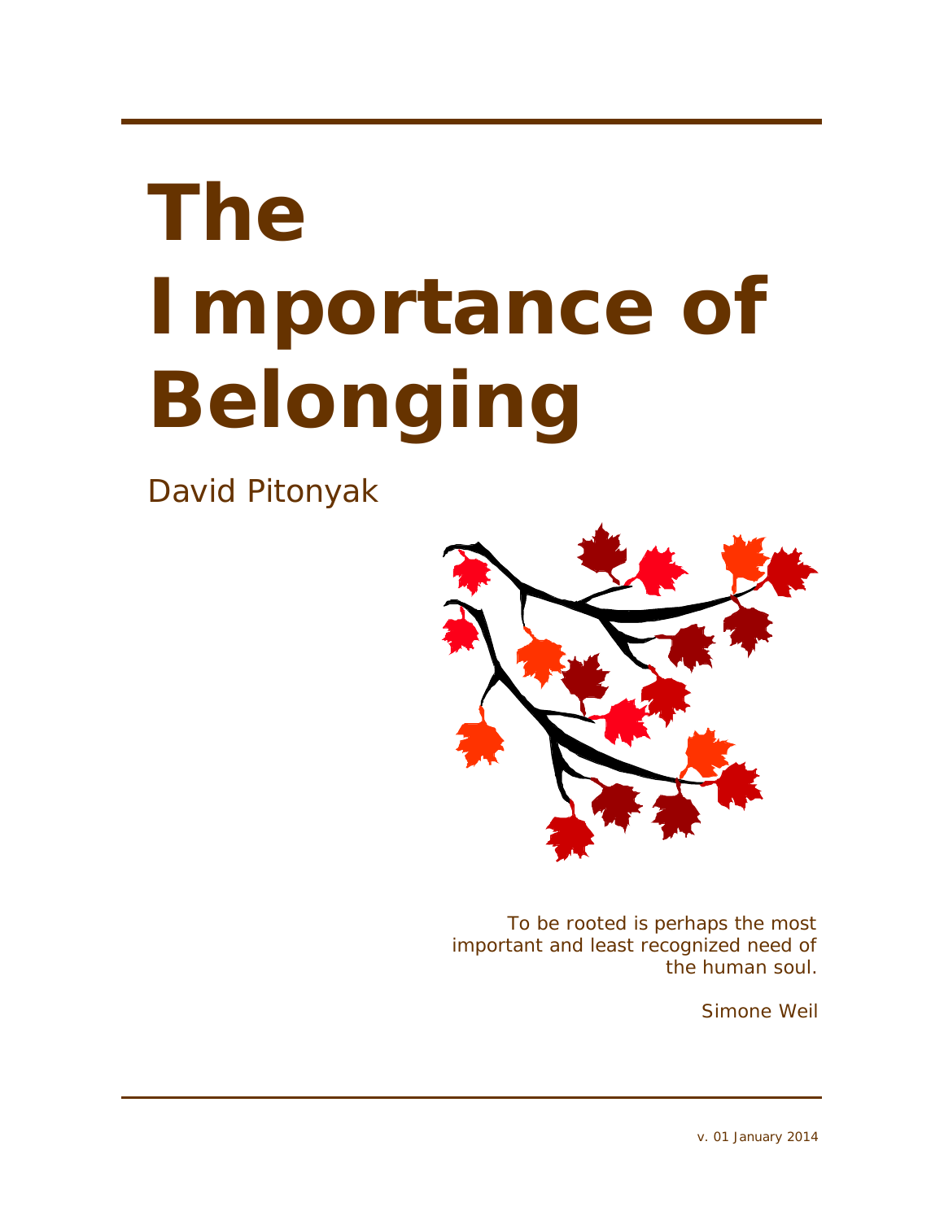# The Importance of Belonging

David Pitonyak

*To be rooted is perhaps the most important and least recognized need of the human soul.*

*Simone Weil*

v. 01 January 2014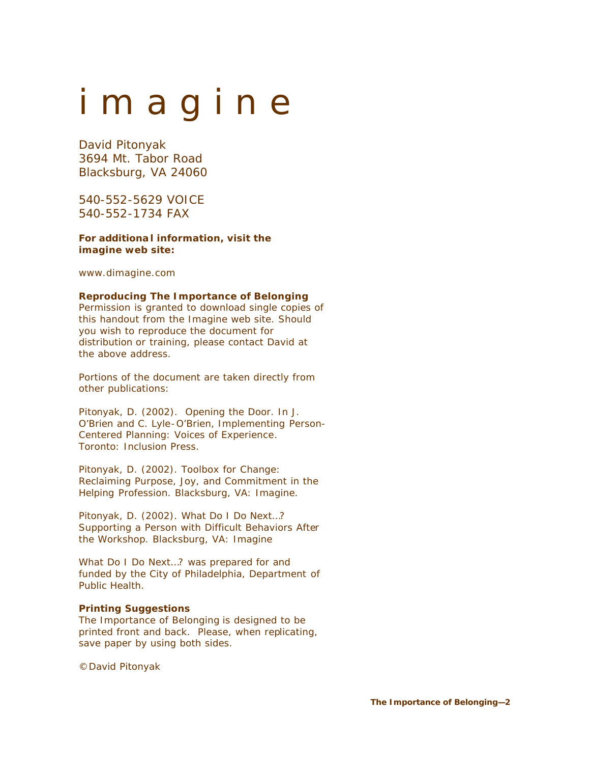# i m a g i n e

David Pitonyak
3694 Mt. Tabor Road
Blacksburg, VA 24060

540-552-5629 VOICE
540-552-1734 FAX

**For additional information, visit the imagine web site:**

www.dimagine.com

**Reproducing The Importance of Belonging**
Permission is granted to download single copies of this handout from the Imagine web site. Should you wish to reproduce the document for distribution or training, please contact David at the above address.

Portions of the document are taken directly from other publications:

Pitonyak, D. (2002). Opening the Door. In J. O'Brien and C. Lyle-O'Brien, Implementing Person-Centered Planning: Voices of Experience. Toronto: Inclusion Press.

Pitonyak, D. (2002). Toolbox for Change: Reclaiming Purpose, Joy, and Commitment in the Helping Profession. Blacksburg, VA: Imagine.

Pitonyak, D. (2002). What Do I Do Next…? Supporting a Person with Difficult Behaviors After the Workshop. Blacksburg, VA: Imagine

What Do I Do Next…? was prepared for and funded by the City of Philadelphia, Department of Public Health.

**Printing Suggestions**
The Importance of Belonging is designed to be printed front and back. Please, when replicating, save paper by using both sides.

©David Pitonyak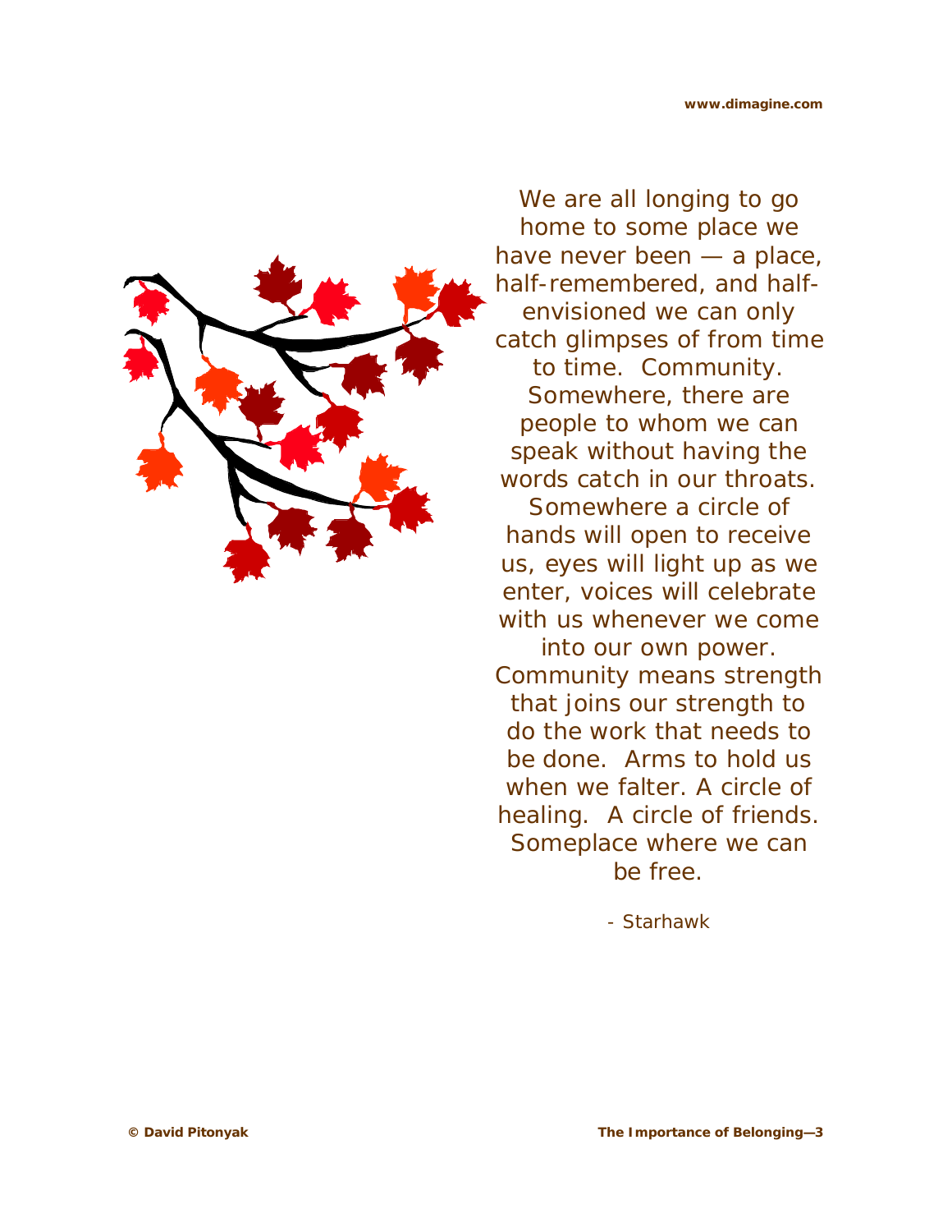We are all longing to go home to some place we have never been — a place, half-remembered, and half-envisioned we can only catch glimpses of from time to time. Community. Somewhere, there are people to whom we can speak without having the words catch in our throats. Somewhere a circle of hands will open to receive us, eyes will light up as we enter, voices will celebrate with us whenever we come into our own power. Community means strength that joins our strength to do the work that needs to be done. Arms to hold us when we falter. A circle of healing. A circle of friends. Someplace where we can be free.

- Starhawk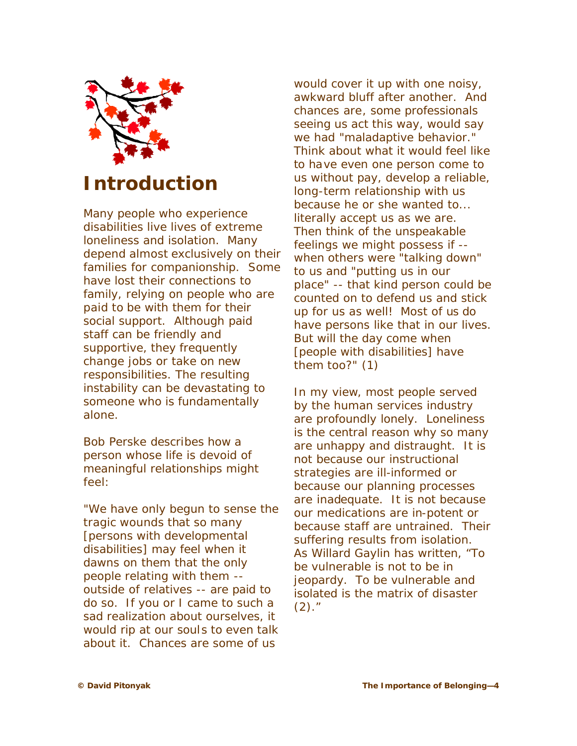# Introduction

Many people who experience disabilities live lives of extreme loneliness and isolation. Many depend almost exclusively on their families for companionship. Some have lost their connections to family, relying on people who are paid to be with them for their social support. Although paid staff can be friendly and supportive, they frequently change jobs or take on new responsibilities. The resulting instability can be devastating to someone who is fundamentally alone.

Bob Perske describes how a person whose life is devoid of meaningful relationships might feel:

"We have only begun to sense the tragic wounds that so many [persons with developmental disabilities] may feel when it dawns on them that the only people relating with them -- outside of relatives -- are paid to do so. If you or I came to such a sad realization about ourselves, it would rip at our souls to even talk about it. Chances are some of us would cover it up with one noisy, awkward bluff after another. And chances are, some professionals seeing us act this way, would say we had "maladaptive behavior." Think about what it would feel like to have even one person come to us without pay, develop a reliable, long-term relationship with us because he or she wanted to... literally accept us as we are. Then think of the unspeakable feelings we might possess if -- when others were "talking down" to us and "putting us in our place" -- that kind person could be counted on to defend us and stick up for us as well! Most of us do have persons like that in our lives. But will the day come when [people with disabilities] have them too?" (1)

In my view, most people served by the human services industry are profoundly lonely. Loneliness is the central reason why so many are unhappy and distraught. It is not because our instructional strategies are ill-informed or because our planning processes are inadequate. It is not because our medications are in-potent or because staff are untrained. Their suffering results from isolation. As Willard Gaylin has written, "To be vulnerable is not to be in jeopardy. To be vulnerable and isolated is the matrix of disaster (2)."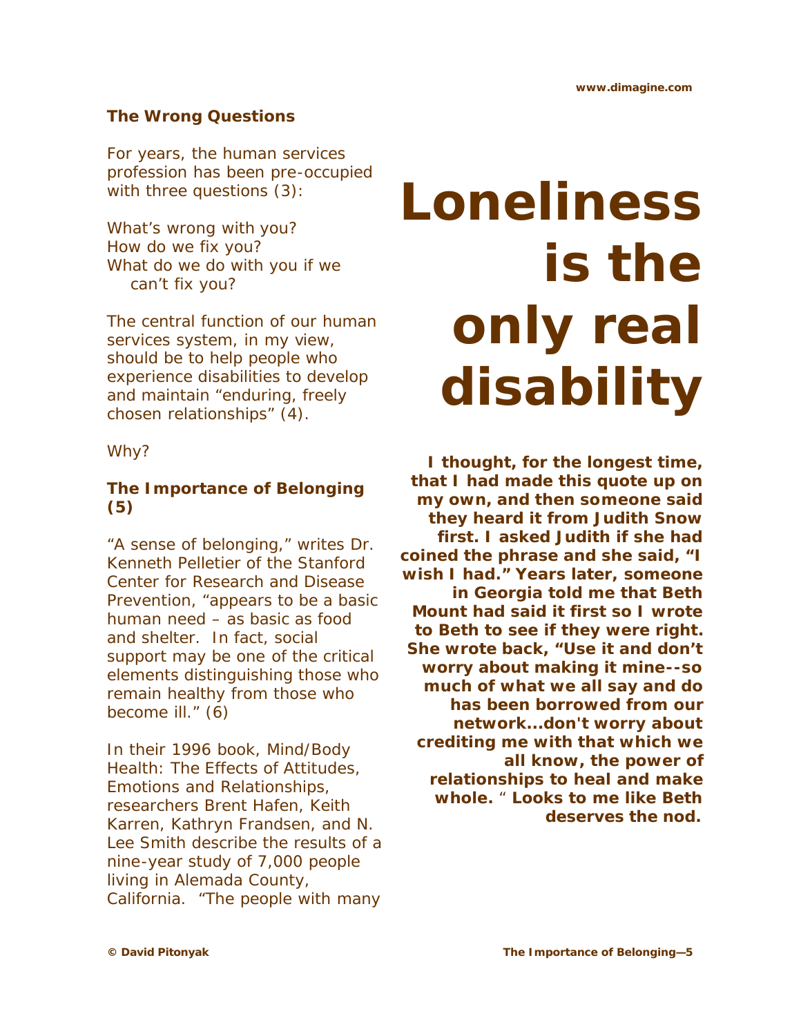### The Wrong Questions

For years, the human services profession has been pre-occupied with three questions (3):

What's wrong with you?
How do we fix you?
What do we do with you if we can't fix you?

The central function of our human services system, in my view, should be to help people who experience disabilities to develop and maintain "enduring, freely chosen relationships" (4).

Why?

### The Importance of Belonging (5)

"A sense of belonging," writes Dr. Kenneth Pelletier of the Stanford Center for Research and Disease Prevention, "appears to be a basic human need – as basic as food and shelter. In fact, social support may be one of the critical elements distinguishing those who remain healthy from those who become ill." (6)

In their 1996 book, Mind/Body Health: The Effects of Attitudes, Emotions and Relationships, researchers Brent Hafen, Keith Karren, Kathryn Frandsen, and N. Lee Smith describe the results of a nine-year study of 7,000 people living in Alemada County, California. "The people with many

# Loneliness is the only real disability

**I thought, for the longest time, that I had made this quote up on my own, and then someone said they heard it from Judith Snow first. I asked Judith if she had coined the phrase and she said, "I wish I had." Years later, someone in Georgia told me that Beth Mount had said it first so I wrote to Beth to see if they were right. She wrote back, "Use it and don't worry about making it mine--so much of what we all say and do has been borrowed from our network...don't worry about crediting me with that which we all know, the power of relationships to heal and make whole." Looks to me like Beth deserves the nod.**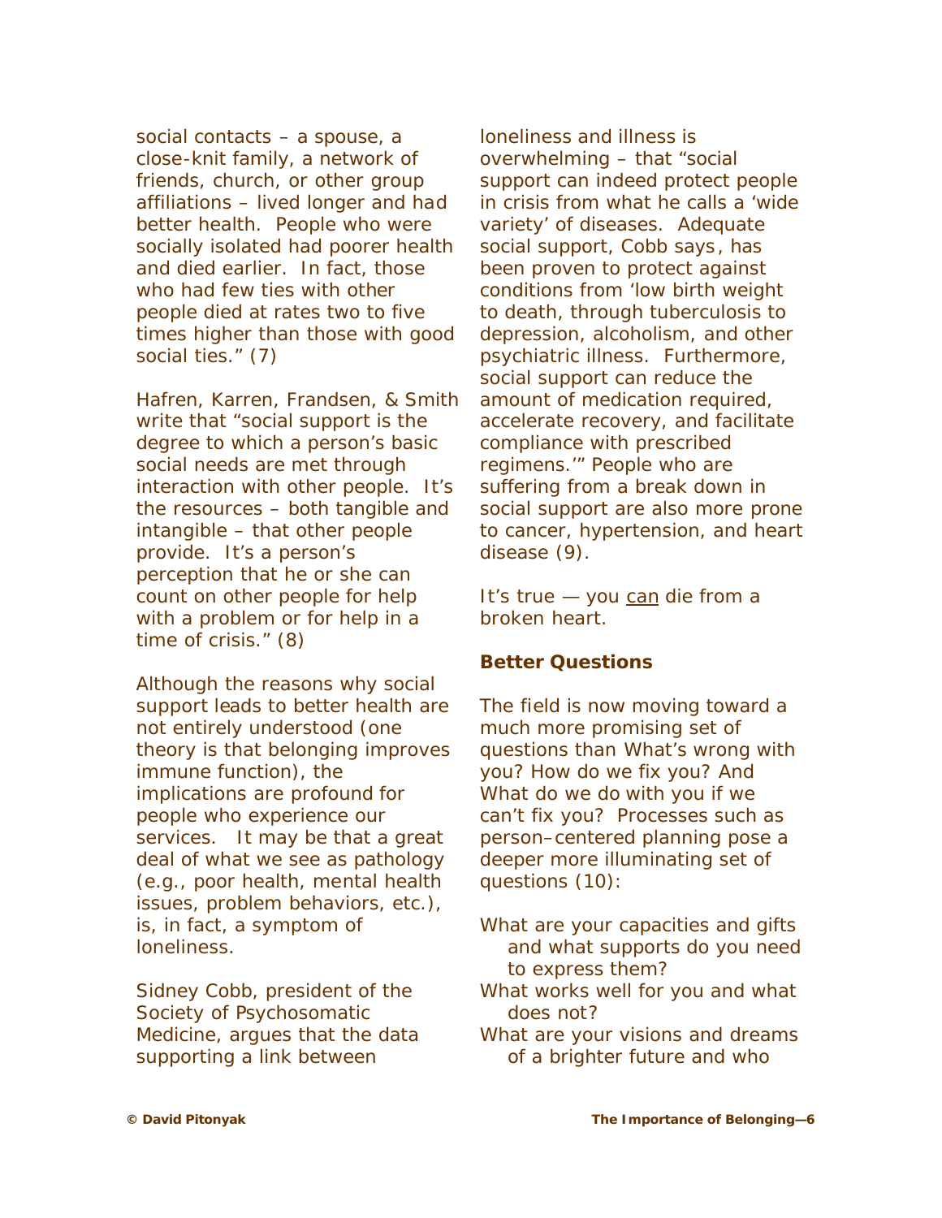social contacts – a spouse, a close-knit family, a network of friends, church, or other group affiliations – lived longer and had better health. People who were socially isolated had poorer health and died earlier. In fact, those who had few ties with other people died at rates two to five times higher than those with good social ties." (7)

Hafren, Karren, Frandsen, & Smith write that "social support is the degree to which a person's basic social needs are met through interaction with other people. It's the resources – both tangible and intangible – that other people provide. It's a person's perception that he or she can count on other people for help with a problem or for help in a time of crisis." (8)

Although the reasons why social support leads to better health are not entirely understood (one theory is that belonging improves immune function), the implications are profound for people who experience our services. It may be that a great deal of what we see as pathology (e.g., poor health, mental health issues, problem behaviors, etc.), is, in fact, a symptom of loneliness.

Sidney Cobb, president of the Society of Psychosomatic Medicine, argues that the data supporting a link between loneliness and illness is overwhelming – that "social support can indeed protect people in crisis from what he calls a 'wide variety' of diseases. Adequate social support, Cobb says, has been proven to protect against conditions from 'low birth weight to death, through tuberculosis to depression, alcoholism, and other psychiatric illness. Furthermore, social support can reduce the amount of medication required, accelerate recovery, and facilitate compliance with prescribed regimens.'" People who are suffering from a break down in social support are also more prone to cancer, hypertension, and heart disease (9).

It's true — you <u>can</u> die from a broken heart.

### Better Questions

The field is now moving toward a much more promising set of questions than What's wrong with you? How do we fix you? And What do we do with you if we can't fix you? Processes such as person–centered planning pose a deeper more illuminating set of questions (10):

What are your capacities and gifts and what supports do you need to express them?

What works well for you and what does not?

What are your visions and dreams of a brighter future and who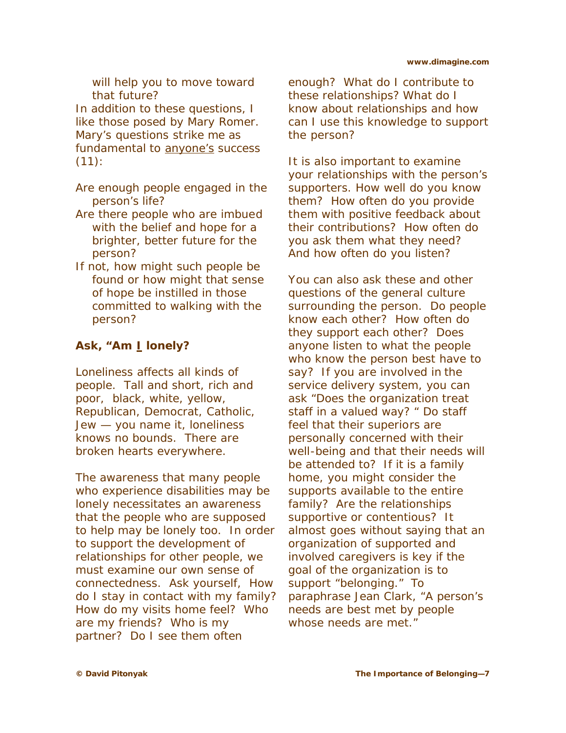will help you to move toward that future?

In addition to these questions, I like those posed by Mary Romer. Mary's questions strike me as fundamental to <u>anyone's</u> success (11):

Are enough people engaged in the person's life?

Are there people who are imbued with the belief and hope for a brighter, better future for the person?

If not, how might such people be found or how might that sense of hope be instilled in those committed to walking with the person?

**Ask, "Am <u>I</u> lonely?**

Loneliness affects all kinds of people. Tall and short, rich and poor, black, white, yellow, Republican, Democrat, Catholic, Jew — you name it, loneliness knows no bounds. There are broken hearts everywhere.

The awareness that many people who experience disabilities may be lonely necessitates an awareness that the people who are supposed to help may be lonely too. In order to support the development of relationships for other people, we must examine our own sense of connectedness. Ask yourself, How do I stay in contact with my family? How do my visits home feel? Who are my friends? Who is my partner? Do I see them often enough? What do I contribute to these relationships? What do I know about relationships and how can I use this knowledge to support the person?

It is also important to examine your relationships with the person's supporters. How well do you know them? How often do you provide them with positive feedback about their contributions? How often do you ask them what they need? And how often do you listen?

You can also ask these and other questions of the general culture surrounding the person. Do people know each other? How often do they support each other? Does anyone listen to what the people who know the person best have to say? If you are involved in the service delivery system, you can ask "Does the organization treat staff in a valued way? " Do staff feel that their superiors are personally concerned with their well-being and that their needs will be attended to? If it is a family home, you might consider the supports available to the entire family? Are the relationships supportive or contentious? It almost goes without saying that an organization of supported and involved caregivers is key if the goal of the organization is to support "belonging." To paraphrase Jean Clark, "A person's needs are best met by people whose needs are met."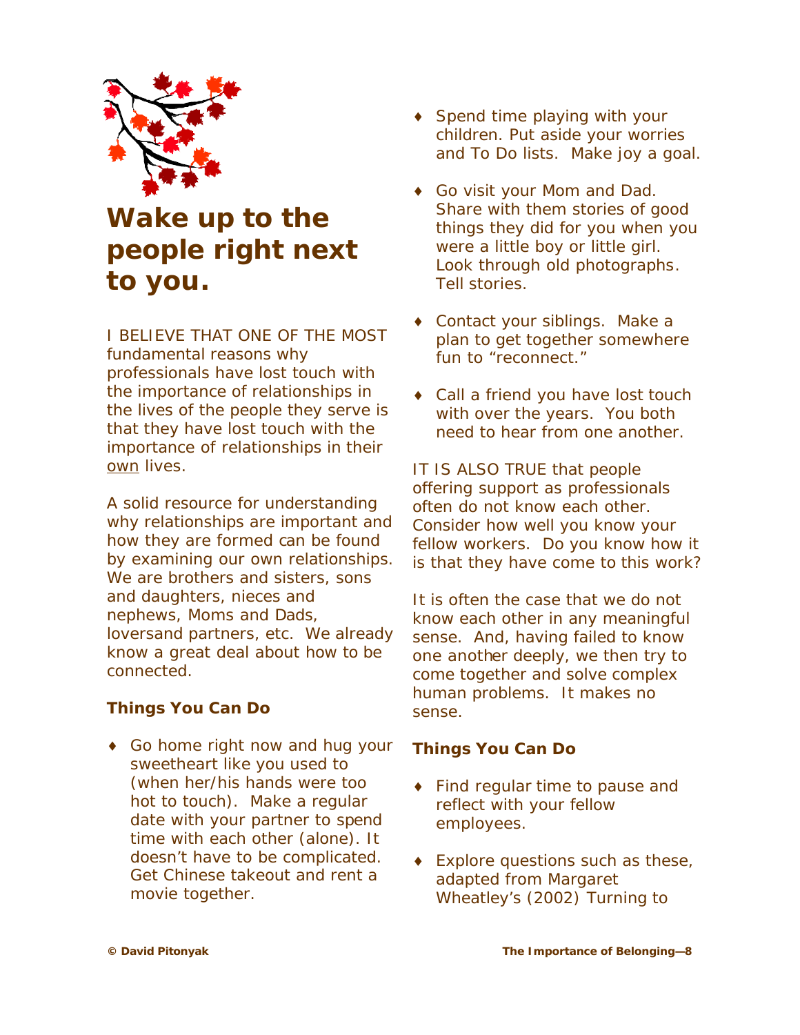# Wake up to the people right next to you.

I BELIEVE THAT ONE OF THE MOST fundamental reasons why professionals have lost touch with the importance of relationships in the lives of the people they serve is that they have lost touch with the importance of relationships in their own lives.

A solid resource for understanding why relationships are important and how they are formed can be found by examining our own relationships. We are brothers and sisters, sons and daughters, nieces and nephews, Moms and Dads, loversand partners, etc. We already know a great deal about how to be connected.

### Things You Can Do

- Go home right now and hug your sweetheart like you used to (when her/his hands were too hot to touch). Make a regular date with your partner to spend time with each other (alone). It doesn't have to be complicated. Get Chinese takeout and rent a movie together.
- Spend time playing with your children. Put aside your worries and To Do lists. Make joy a goal.
- Go visit your Mom and Dad. Share with them stories of good things they did for you when you were a little boy or little girl. Look through old photographs. Tell stories.
- Contact your siblings. Make a plan to get together somewhere fun to "reconnect."
- Call a friend you have lost touch with over the years. You both need to hear from one another.

IT IS ALSO TRUE that people offering support as professionals often do not know each other. Consider how well you know your fellow workers. Do you know how it is that they have come to this work?

It is often the case that we do not know each other in any meaningful sense. And, having failed to know one another deeply, we then try to come together and solve complex human problems. It makes no sense.

### Things You Can Do

- Find regular time to pause and reflect with your fellow employees.
- Explore questions such as these, adapted from Margaret Wheatley's (2002) Turning to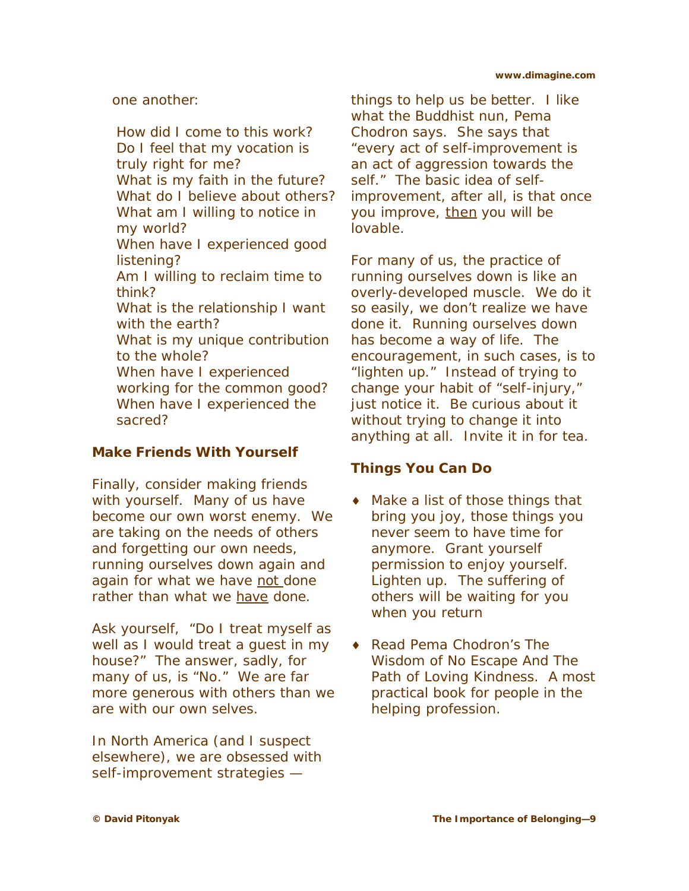one another:

How did I come to this work?
Do I feel that my vocation is truly right for me?
What is my faith in the future?
What do I believe about others?
What am I willing to notice in my world?
When have I experienced good listening?
Am I willing to reclaim time to think?
What is the relationship I want with the earth?
What is my unique contribution to the whole?
When have I experienced working for the common good?
When have I experienced the sacred?

### Make Friends With Yourself

Finally, consider making friends with yourself. Many of us have become our own worst enemy. We are taking on the needs of others and forgetting our own needs, running ourselves down again and again for what we have <u>not</u> done rather than what we <u>have</u> done.

Ask yourself, "Do I treat myself as well as I would treat a guest in my house?" The answer, sadly, for many of us, is "No." We are far more generous with others than we are with our own selves.

In North America (and I suspect elsewhere), we are obsessed with self-improvement strategies — things to help us be better. I like what the Buddhist nun, Pema Chodron says. She says that "every act of self-improvement is an act of aggression towards the self." The basic idea of self-improvement, after all, is that once you improve, <u>then</u> you will be lovable.

For many of us, the practice of running ourselves down is like an overly-developed muscle. We do it so easily, we don't realize we have done it. Running ourselves down has become a way of life. The encouragement, in such cases, is to "lighten up." Instead of trying to change your habit of "self-injury," just notice it. Be curious about it without trying to change it into anything at all. Invite it in for tea.

### Things You Can Do

- Make a list of those things that bring you joy, those things you never seem to have time for anymore. Grant yourself permission to enjoy yourself. Lighten up. The suffering of others will be waiting for you when you return

- Read Pema Chodron's The Wisdom of No Escape And The Path of Loving Kindness. A most practical book for people in the helping profession.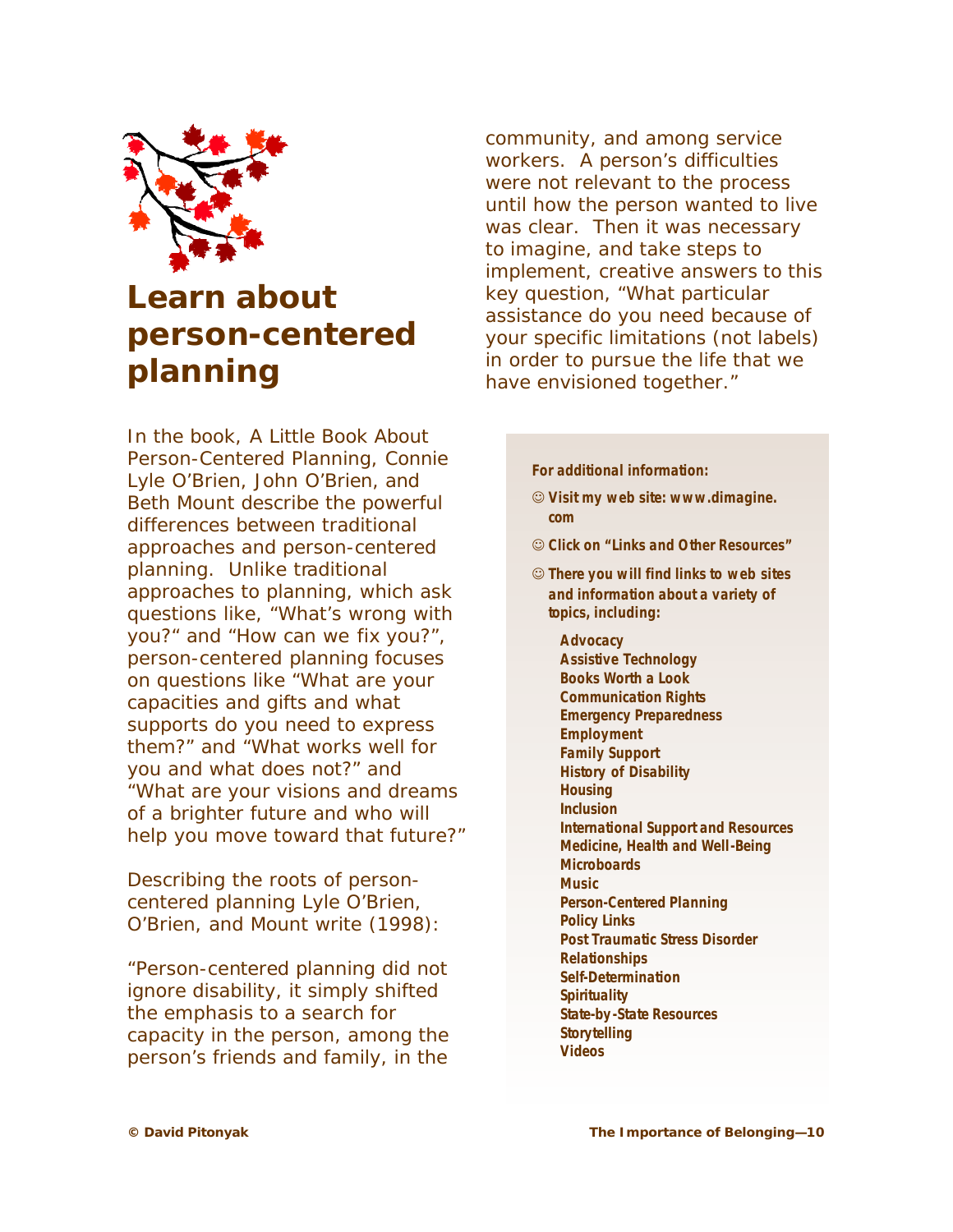# Learn about person-centered planning

In the book, A Little Book About Person-Centered Planning, Connie Lyle O'Brien, John O'Brien, and Beth Mount describe the powerful differences between traditional approaches and person-centered planning. Unlike traditional approaches to planning, which ask questions like, "What's wrong with you?" and "How can we fix you?", person-centered planning focuses on questions like "What are your capacities and gifts and what supports do you need to express them?" and "What works well for you and what does not?" and "What are your visions and dreams of a brighter future and who will help you move toward that future?"

Describing the roots of person-centered planning Lyle O'Brien, O'Brien, and Mount write (1998):

"Person-centered planning did not ignore disability, it simply shifted the emphasis to a search for capacity in the person, among the person's friends and family, in the community, and among service workers. A person's difficulties were not relevant to the process until how the person wanted to live was clear. Then it was necessary to imagine, and take steps to implement, creative answers to this key question, "What particular assistance do you need because of your specific limitations (not labels) in order to pursue the life that we have envisioned together."

**For additional information:**

- ☺ **Visit my web site: www.dimagine.com**
- ☺ **Click on "Links and Other Resources"**
- ☺ **There you will find links to web sites and information about a variety of topics, including:**

  **Advocacy**
  **Assistive Technology**
  **Books Worth a Look**
  **Communication Rights**
  **Emergency Preparedness**
  **Employment**
  **Family Support**
  **History of Disability**
  **Housing**
  **Inclusion**
  **International Support and Resources**
  **Medicine, Health and Well-Being**
  **Microboards**
  **Music**
  **Person-Centered Planning**
  **Policy Links**
  **Post Traumatic Stress Disorder**
  **Relationships**
  **Self-Determination**
  **Spirituality**
  **State-by-State Resources**
  **Storytelling**
  **Videos**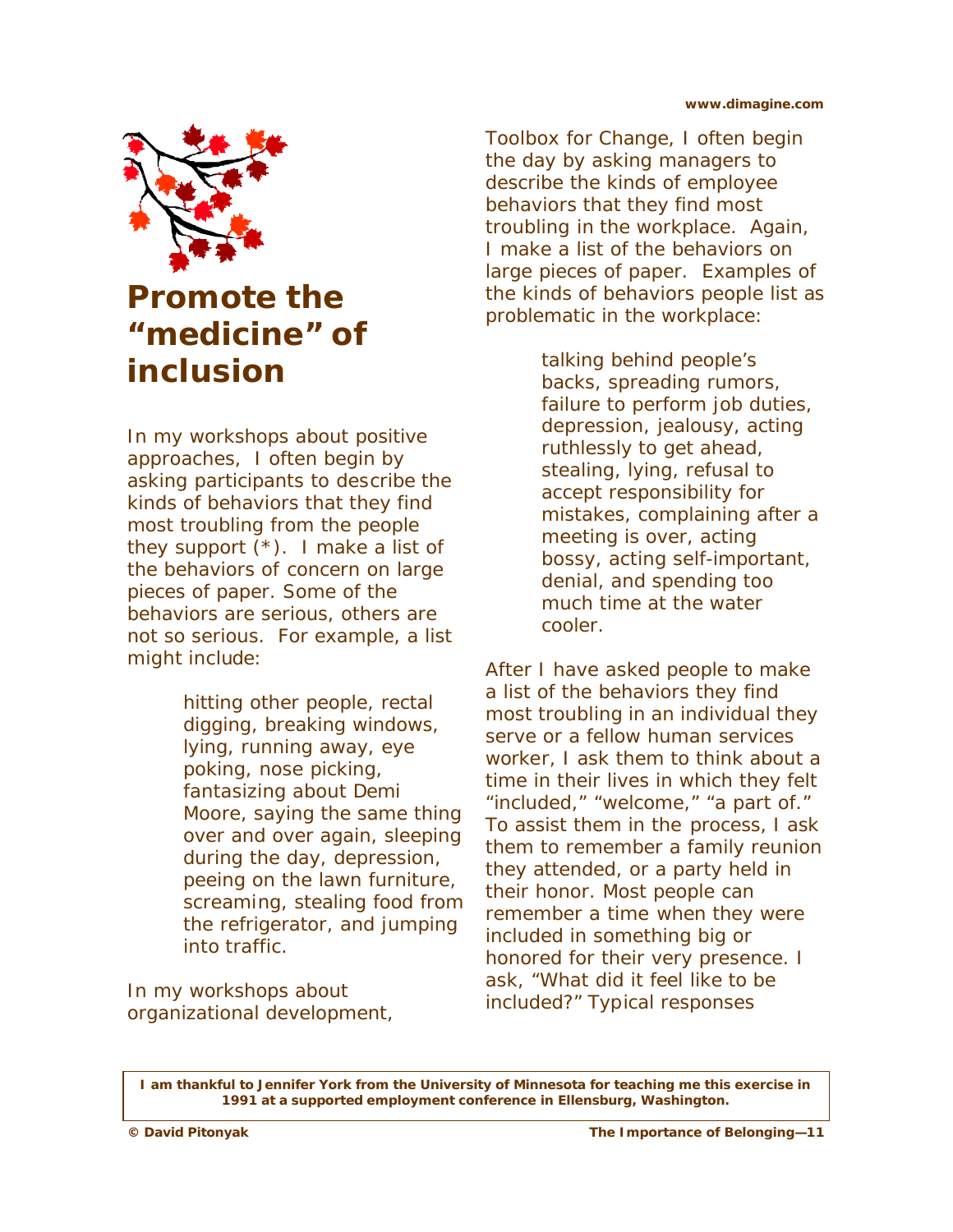# Promote the "medicine" of inclusion

In my workshops about positive approaches, I often begin by asking participants to describe the kinds of behaviors that they find most troubling from the people they support (*). I make a list of the behaviors of concern on large pieces of paper. Some of the behaviors are serious, others are not so serious. For example, a list might include:

> hitting other people, rectal digging, breaking windows, lying, running away, eye poking, nose picking, fantasizing about Demi Moore, saying the same thing over and over again, sleeping during the day, depression, peeing on the lawn furniture, screaming, stealing food from the refrigerator, and jumping into traffic.

In my workshops about organizational development, Toolbox for Change, I often begin the day by asking managers to describe the kinds of employee behaviors that they find most troubling in the workplace. Again, I make a list of the behaviors on large pieces of paper. Examples of the kinds of behaviors people list as problematic in the workplace:

> talking behind people's backs, spreading rumors, failure to perform job duties, depression, jealousy, acting ruthlessly to get ahead, stealing, lying, refusal to accept responsibility for mistakes, complaining after a meeting is over, acting bossy, acting self-important, denial, and spending too much time at the water cooler.

After I have asked people to make a list of the behaviors they find most troubling in an individual they serve or a fellow human services worker, I ask them to think about a time in their lives in which they felt "included," "welcome," "a part of." To assist them in the process, I ask them to remember a family reunion they attended, or a party held in their honor. Most people can remember a time when they were included in something big or honored for their very presence. I ask, "What did it feel like to be included?" Typical responses

**I am thankful to Jennifer York from the University of Minnesota for teaching me this exercise in 1991 at a supported employment conference in Ellensburg, Washington.**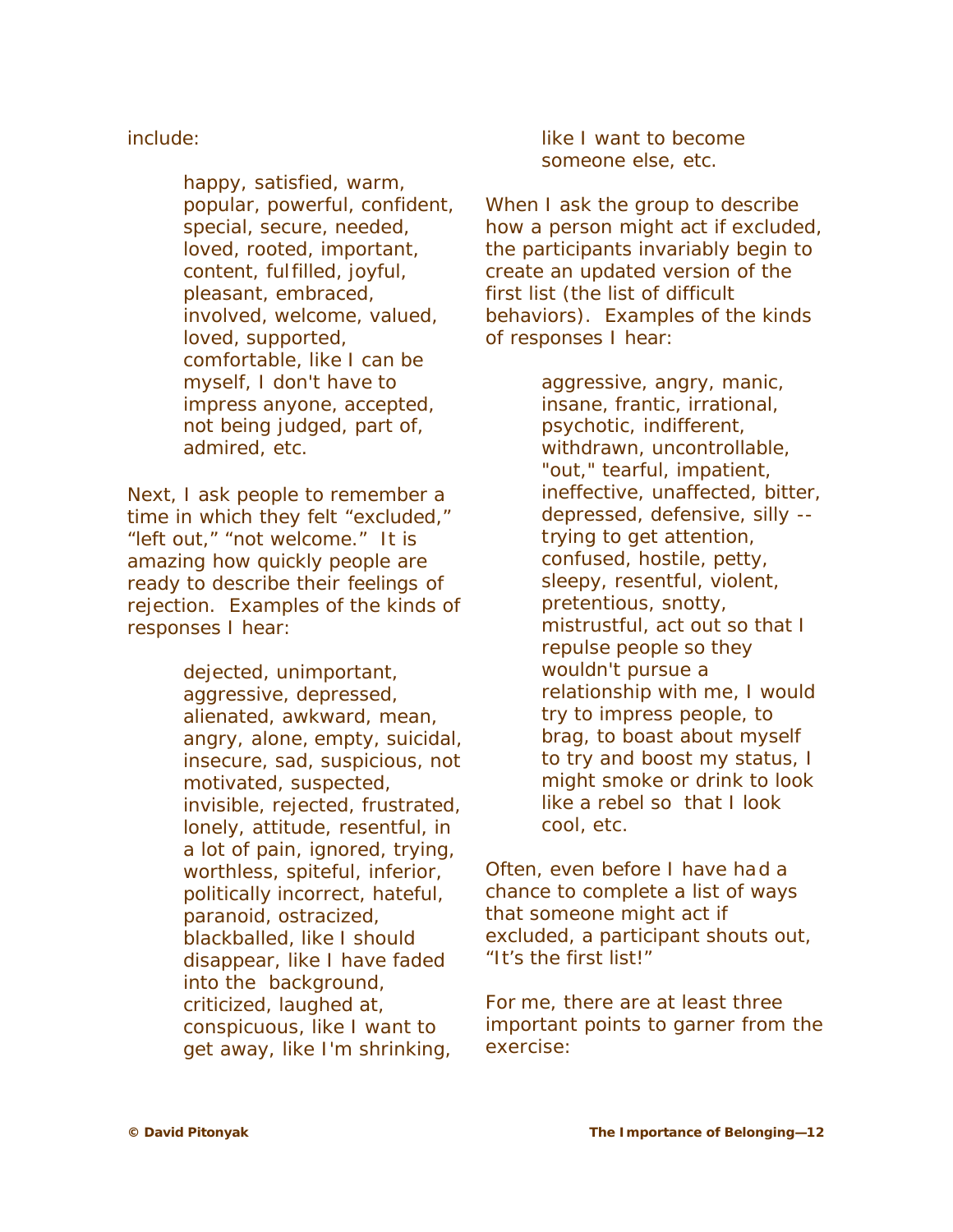include:

> happy, satisfied, warm, popular, powerful, confident, special, secure, needed, loved, rooted, important, content, fulfilled, joyful, pleasant, embraced, involved, welcome, valued, loved, supported, comfortable, like I can be myself, I don't have to impress anyone, accepted, not being judged, part of, admired, etc.

Next, I ask people to remember a time in which they felt "excluded," "left out," "not welcome." It is amazing how quickly people are ready to describe their feelings of rejection. Examples of the kinds of responses I hear:

> dejected, unimportant, aggressive, depressed, alienated, awkward, mean, angry, alone, empty, suicidal, insecure, sad, suspicious, not motivated, suspected, invisible, rejected, frustrated, lonely, attitude, resentful, in a lot of pain, ignored, trying, worthless, spiteful, inferior, politically incorrect, hateful, paranoid, ostracized, blackballed, like I should disappear, like I have faded into the background, criticized, laughed at, conspicuous, like I want to get away, like I'm shrinking, like I want to become someone else, etc.

When I ask the group to describe how a person might act if excluded, the participants invariably begin to create an updated version of the first list (the list of difficult behaviors). Examples of the kinds of responses I hear:

> aggressive, angry, manic, insane, frantic, irrational, psychotic, indifferent, withdrawn, uncontrollable, "out," tearful, impatient, ineffective, unaffected, bitter, depressed, defensive, silly -- trying to get attention, confused, hostile, petty, sleepy, resentful, violent, pretentious, snotty, mistrustful, act out so that I repulse people so they wouldn't pursue a relationship with me, I would try to impress people, to brag, to boast about myself to try and boost my status, I might smoke or drink to look like a rebel so that I look cool, etc.

Often, even before I have had a chance to complete a list of ways that someone might act if excluded, a participant shouts out, "It's the first list!"

For me, there are at least three important points to garner from the exercise: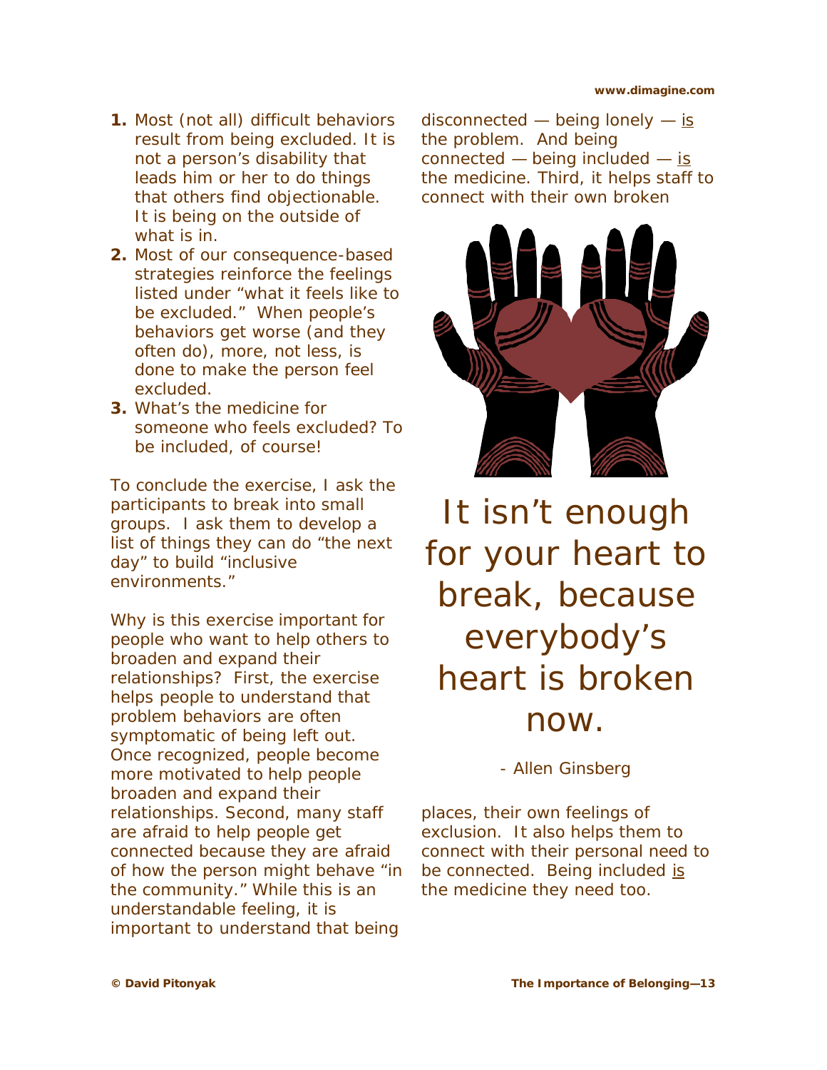1. **1.** Most (not all) difficult behaviors result from being excluded. It is not a person's disability that leads him or her to do things that others find objectionable. It is being on the outside of what is in.
2. **2.** Most of our consequence-based strategies reinforce the feelings listed under "what it feels like to be excluded." When people's behaviors get worse (and they often do), more, not less, is done to make the person feel excluded.
3. **3.** What's the medicine for someone who feels excluded? To be included, of course!

To conclude the exercise, I ask the participants to break into small groups. I ask them to develop a list of things they can do "the next day" to build "inclusive environments."

Why is this exercise important for people who want to help others to broaden and expand their relationships? First, the exercise helps people to understand that problem behaviors are often symptomatic of being left out. Once recognized, people become more motivated to help people broaden and expand their relationships. Second, many staff are afraid to help people get connected because they are afraid of how the person might behave "in the community." While this is an understandable feeling, it is important to understand that being disconnected — being lonely — <u>is</u> the problem. And being connected — being included — <u>is</u> the medicine. Third, it helps staff to connect with their own broken places, their own feelings of exclusion. It also helps them to connect with their personal need to be connected. Being included <u>is</u> the medicine they need too.

> It isn't enough for your heart to break, because everybody's heart is broken now.
>
> - Allen Ginsberg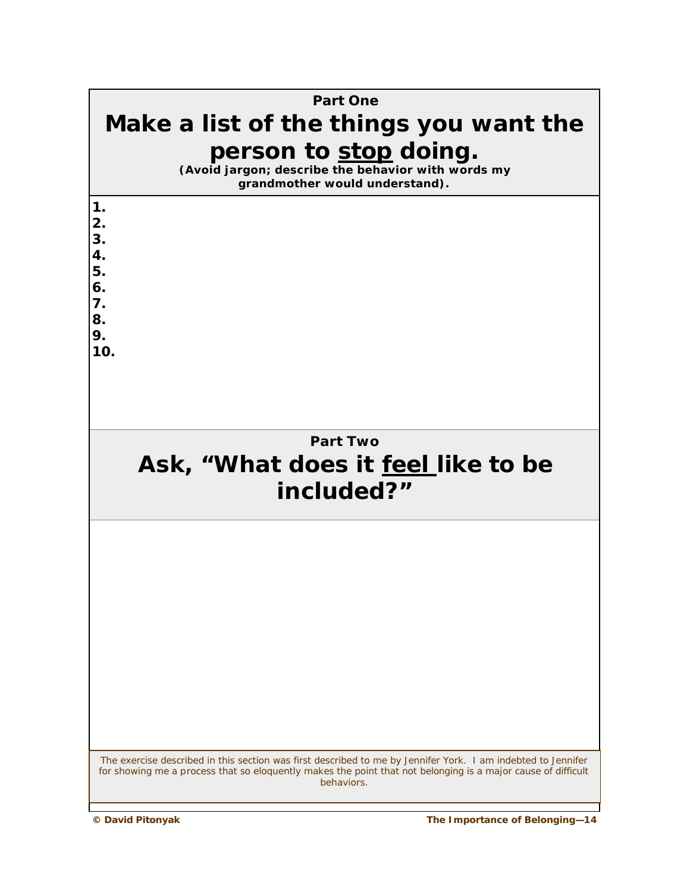**Part One**

# Make a list of the things you want the person to stop doing.

**(Avoid jargon; describe the behavior with words my grandmother would understand).**

**1.**
**2.**
**3.**
**4.**
**5.**
**6.**
**7.**
**8.**
**9.**
**10.**

**Part Two**

# Ask, "What does it feel like to be included?"

The exercise described in this section was first described to me by Jennifer York. I am indebted to Jennifer for showing me a process that so eloquently makes the point that not belonging is a major cause of difficult behaviors.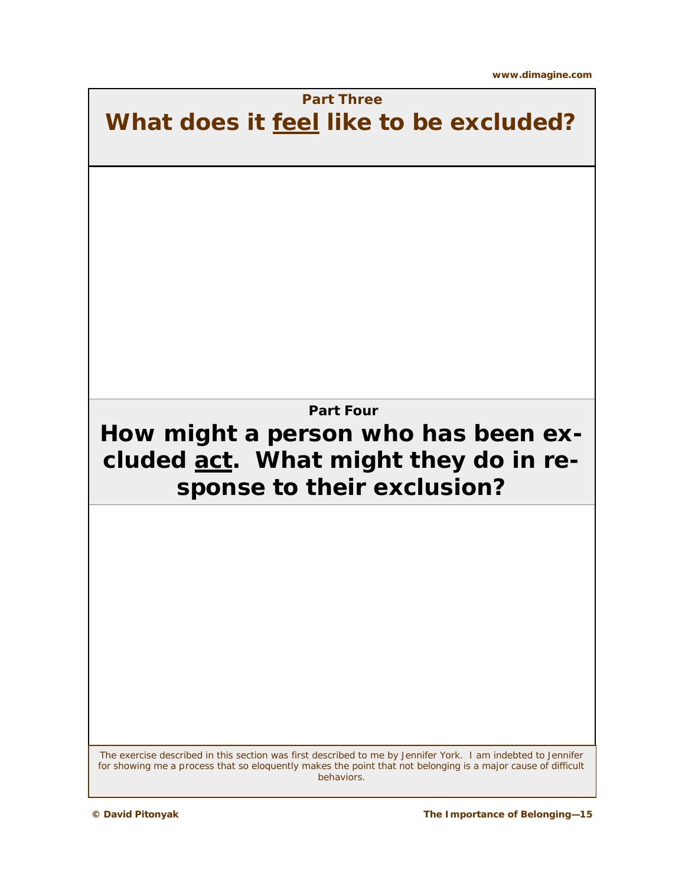**Part Three**

## What does it <u>feel</u> like to be excluded?

**Part Four**

## How might a person who has been excluded <u>act</u>. What might they do in response to their exclusion?

The exercise described in this section was first described to me by Jennifer York. I am indebted to Jennifer for showing me a process that so eloquently makes the point that not belonging is a major cause of difficult behaviors.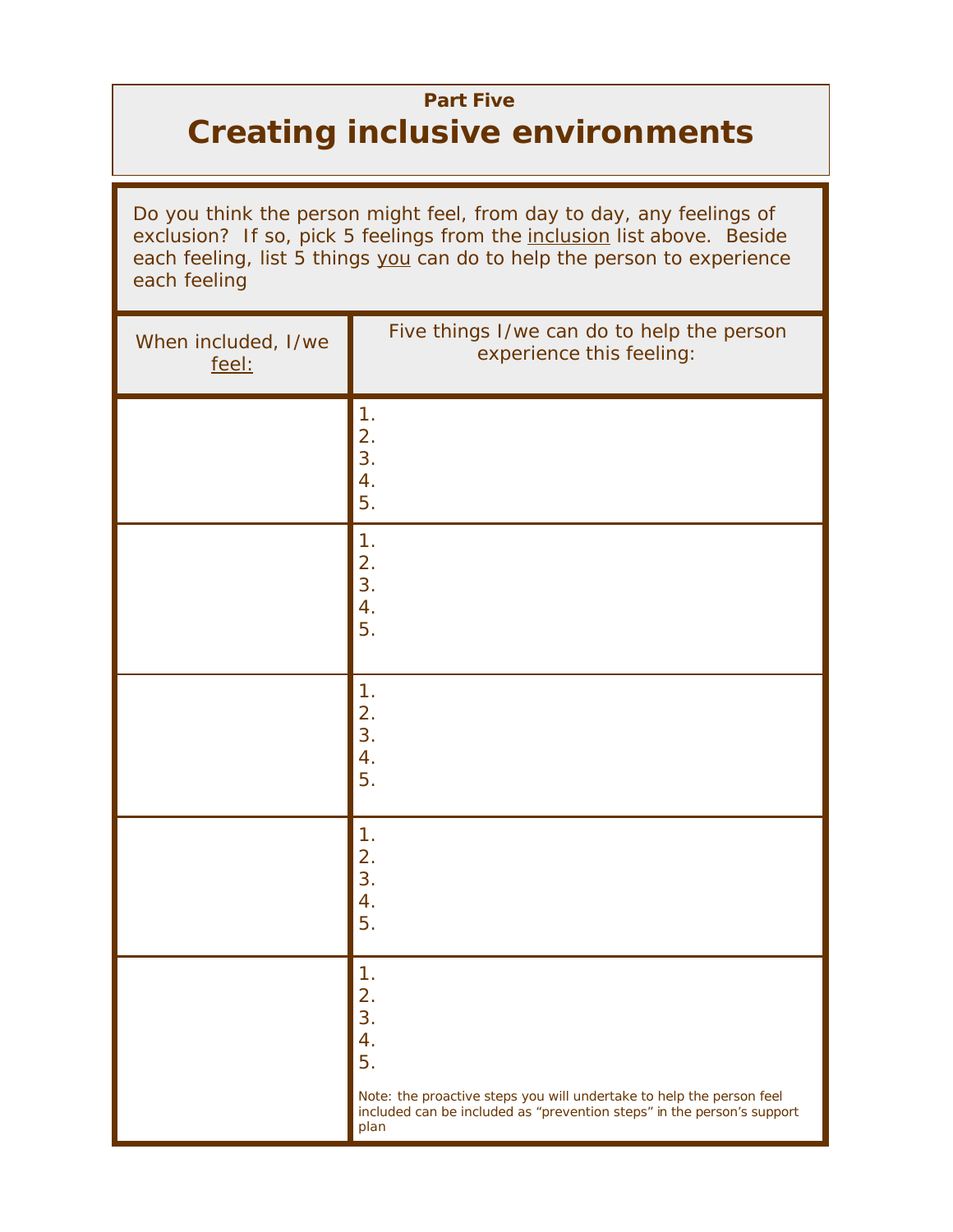Part Five

# Creating inclusive environments

Do you think the person might feel, from day to day, any feelings of exclusion? If so, pick 5 feelings from the inclusion list above. Beside each feeling, list 5 things you can do to help the person to experience each feeling

| When included, I/we feel: | Five things I/we can do to help the person experience this feeling: |
|---|---|
| | 1.<br>2.<br>3.<br>4.<br>5. |
| | 1.<br>2.<br>3.<br>4.<br>5. |
| | 1.<br>2.<br>3.<br>4.<br>5. |
| | 1.<br>2.<br>3.<br>4.<br>5. |
| | 1.<br>2.<br>3.<br>4.<br>5.<br><br>Note: the proactive steps you will undertake to help the person feel included can be included as "prevention steps" in the person's support plan |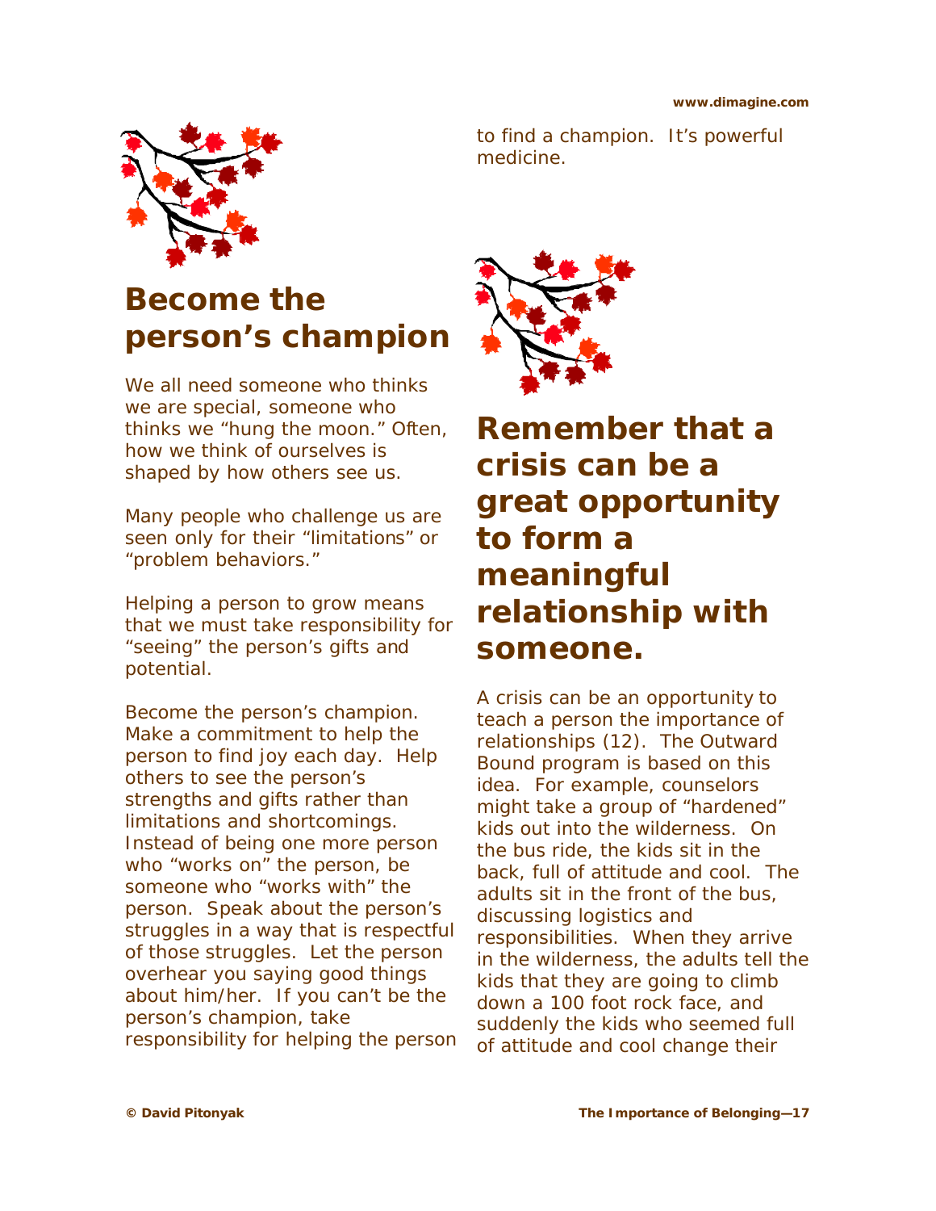## Become the person's champion

We all need someone who thinks we are special, someone who thinks we "hung the moon." Often, how we think of ourselves is shaped by how others see us.

Many people who challenge us are seen only for their "limitations" or "problem behaviors."

Helping a person to grow means that we must take responsibility for "seeing" the person's gifts and potential.

Become the person's champion. Make a commitment to help the person to find joy each day. Help others to see the person's strengths and gifts rather than limitations and shortcomings. Instead of being one more person who "works on" the person, be someone who "works with" the person. Speak about the person's struggles in a way that is respectful of those struggles. Let the person overhear you saying good things about him/her. If you can't be the person's champion, take responsibility for helping the person to find a champion. It's powerful medicine.

## Remember that a crisis can be a great opportunity to form a meaningful relationship with someone.

A crisis can be an opportunity to teach a person the importance of relationships (12). The Outward Bound program is based on this idea. For example, counselors might take a group of "hardened" kids out into the wilderness. On the bus ride, the kids sit in the back, full of attitude and cool. The adults sit in the front of the bus, discussing logistics and responsibilities. When they arrive in the wilderness, the adults tell the kids that they are going to climb down a 100 foot rock face, and suddenly the kids who seemed full of attitude and cool change their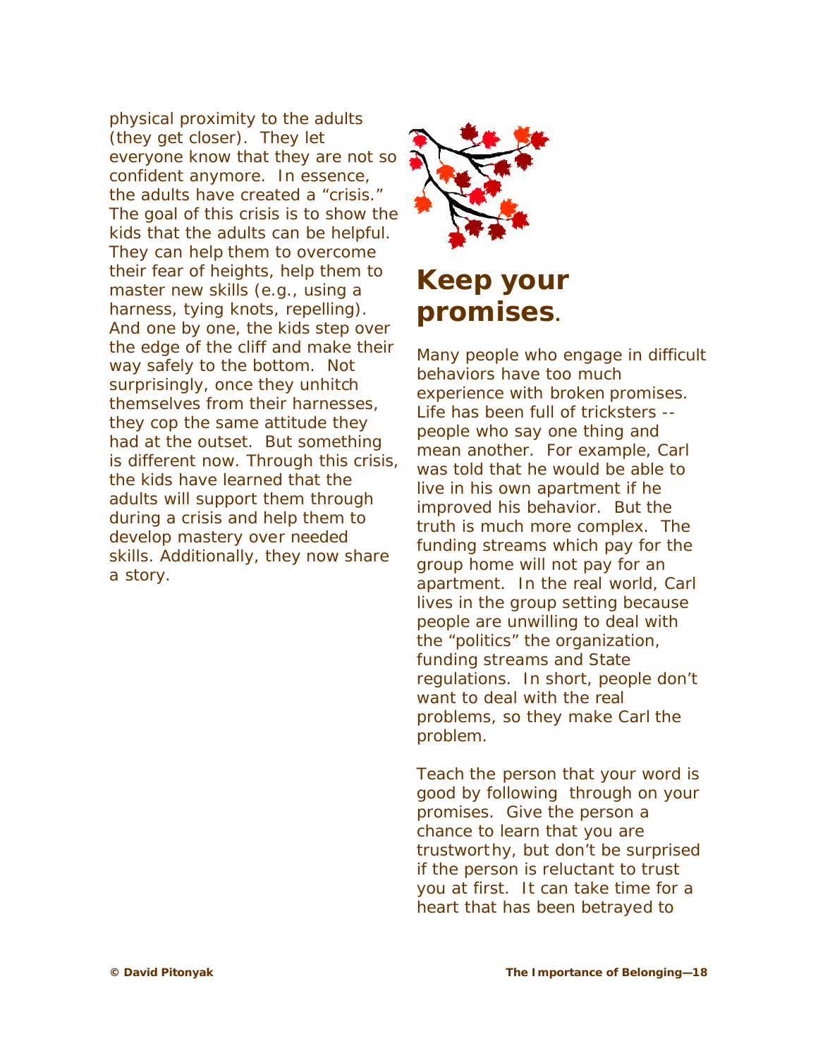physical proximity to the adults (they get closer). They let everyone know that they are not so confident anymore. In essence, the adults have created a "crisis." The goal of this crisis is to show the kids that the adults can be helpful. They can help them to overcome their fear of heights, help them to master new skills (e.g., using a harness, tying knots, repelling). And one by one, the kids step over the edge of the cliff and make their way safely to the bottom. Not surprisingly, once they unhitch themselves from their harnesses, they cop the same attitude they had at the outset. But something is different now. Through this crisis, the kids have learned that the adults will support them through during a crisis and help them to develop mastery over needed skills. Additionally, they now share a story.

## Keep your promises.

Many people who engage in difficult behaviors have too much experience with broken promises. Life has been full of tricksters -- people who say one thing and mean another. For example, Carl was told that he would be able to live in his own apartment if he improved his behavior. But the truth is much more complex. The funding streams which pay for the group home will not pay for an apartment. In the real world, Carl lives in the group setting because people are unwilling to deal with the "politics" the organization, funding streams and State regulations. In short, people don't want to deal with the real problems, so they make Carl the problem.

Teach the person that your word is good by following through on your promises. Give the person a chance to learn that you are trustworthy, but don't be surprised if the person is reluctant to trust you at first. It can take time for a heart that has been betrayed to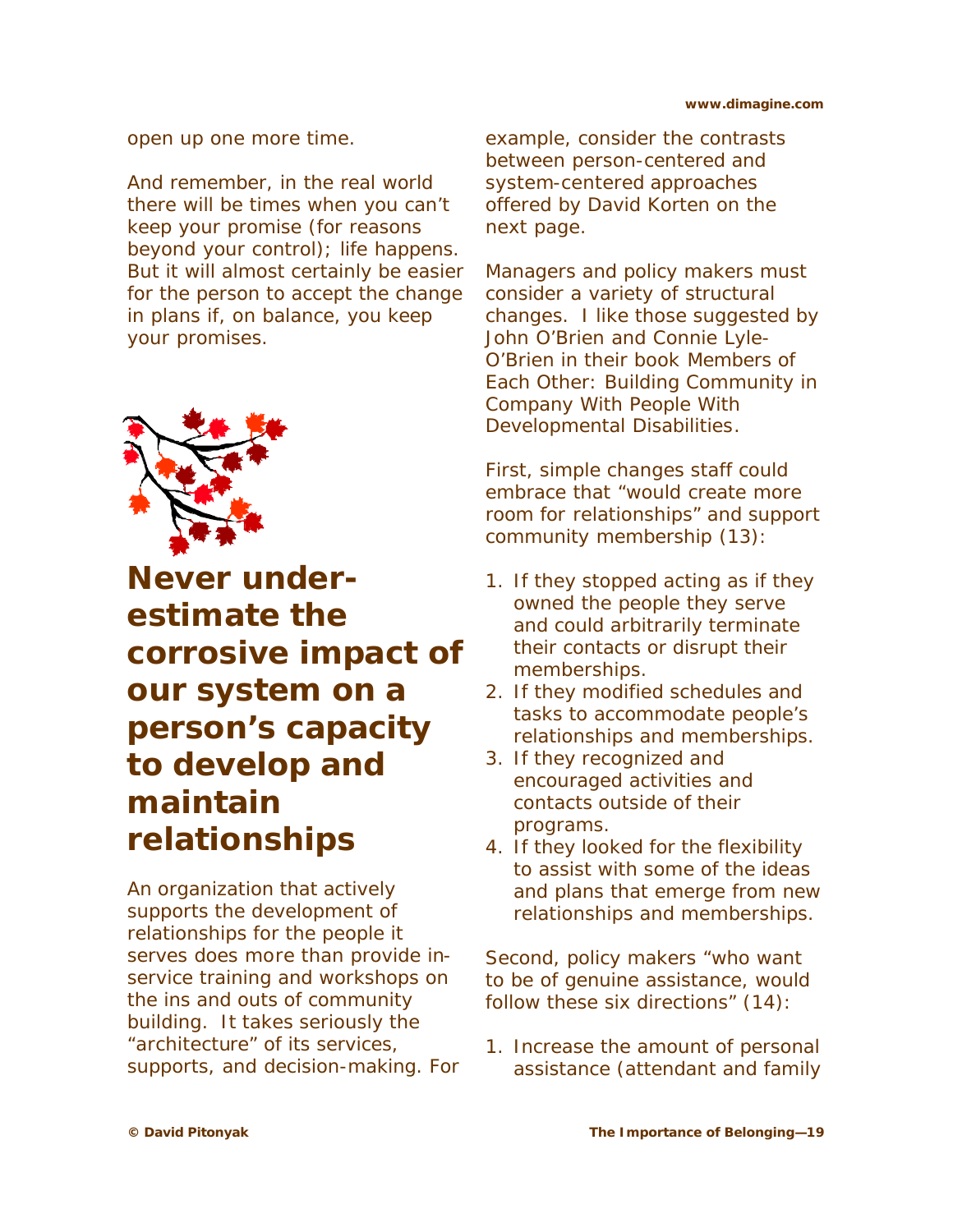open up one more time.

And remember, in the real world there will be times when you can't keep your promise (for reasons beyond your control); life happens. But it will almost certainly be easier for the person to accept the change in plans if, on balance, you keep your promises.

## Never under-estimate the corrosive impact of our system on a person's capacity to develop and maintain relationships

An organization that actively supports the development of relationships for the people it serves does more than provide in-service training and workshops on the ins and outs of community building. It takes seriously the "architecture" of its services, supports, and decision-making. For example, consider the contrasts between person-centered and system-centered approaches offered by David Korten on the next page.

Managers and policy makers must consider a variety of structural changes. I like those suggested by John O'Brien and Connie Lyle-O'Brien in their book Members of Each Other: Building Community in Company With People With Developmental Disabilities.

First, simple changes staff could embrace that "would create more room for relationships" and support community membership (13):

1. If they stopped acting as if they owned the people they serve and could arbitrarily terminate their contacts or disrupt their memberships.
2. If they modified schedules and tasks to accommodate people's relationships and memberships.
3. If they recognized and encouraged activities and contacts outside of their programs.
4. If they looked for the flexibility to assist with some of the ideas and plans that emerge from new relationships and memberships.

Second, policy makers "who want to be of genuine assistance, would follow these six directions" (14):

1. Increase the amount of personal assistance (attendant and family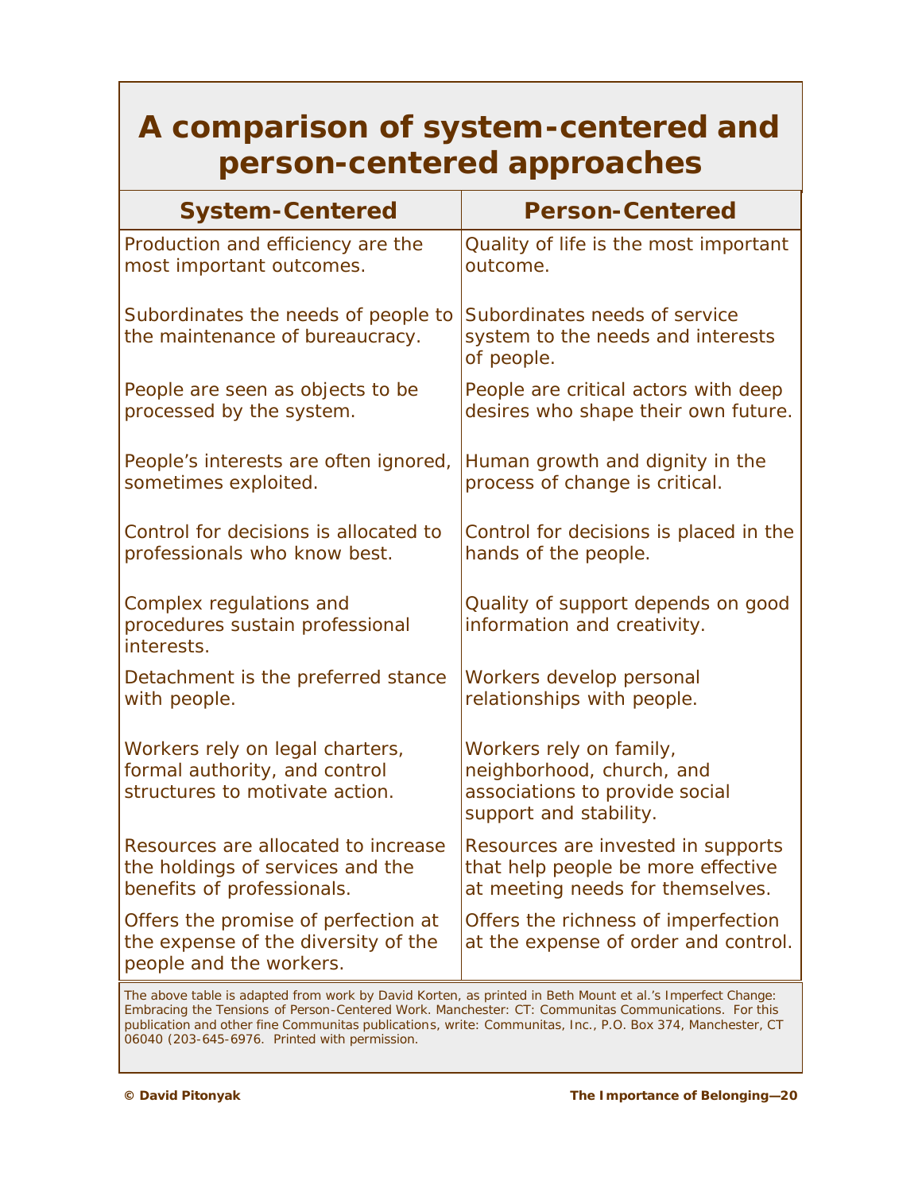# A comparison of system-centered and person-centered approaches

| System-Centered | Person-Centered |
|---|---|
| Production and efficiency are the most important outcomes. | Quality of life is the most important outcome. |
| Subordinates the needs of people to the maintenance of bureaucracy. | Subordinates needs of service system to the needs and interests of people. |
| People are seen as objects to be processed by the system. | People are critical actors with deep desires who shape their own future. |
| People's interests are often ignored, sometimes exploited. | Human growth and dignity in the process of change is critical. |
| Control for decisions is allocated to professionals who know best. | Control for decisions is placed in the hands of the people. |
| Complex regulations and procedures sustain professional interests. | Quality of support depends on good information and creativity. |
| Detachment is the preferred stance with people. | Workers develop personal relationships with people. |
| Workers rely on legal charters, formal authority, and control structures to motivate action. | Workers rely on family, neighborhood, church, and associations to provide social support and stability. |
| Resources are allocated to increase the holdings of services and the benefits of professionals. | Resources are invested in supports that help people be more effective at meeting needs for themselves. |
| Offers the promise of perfection at the expense of the diversity of the people and the workers. | Offers the richness of imperfection at the expense of order and control. |

The above table is adapted from work by David Korten, as printed in Beth Mount et al.'s Imperfect Change: Embracing the Tensions of Person-Centered Work. Manchester: CT: Communitas Communications. For this publication and other fine Communitas publications, write: Communitas, Inc., P.O. Box 374, Manchester, CT 06040 (203-645-6976. Printed with permission.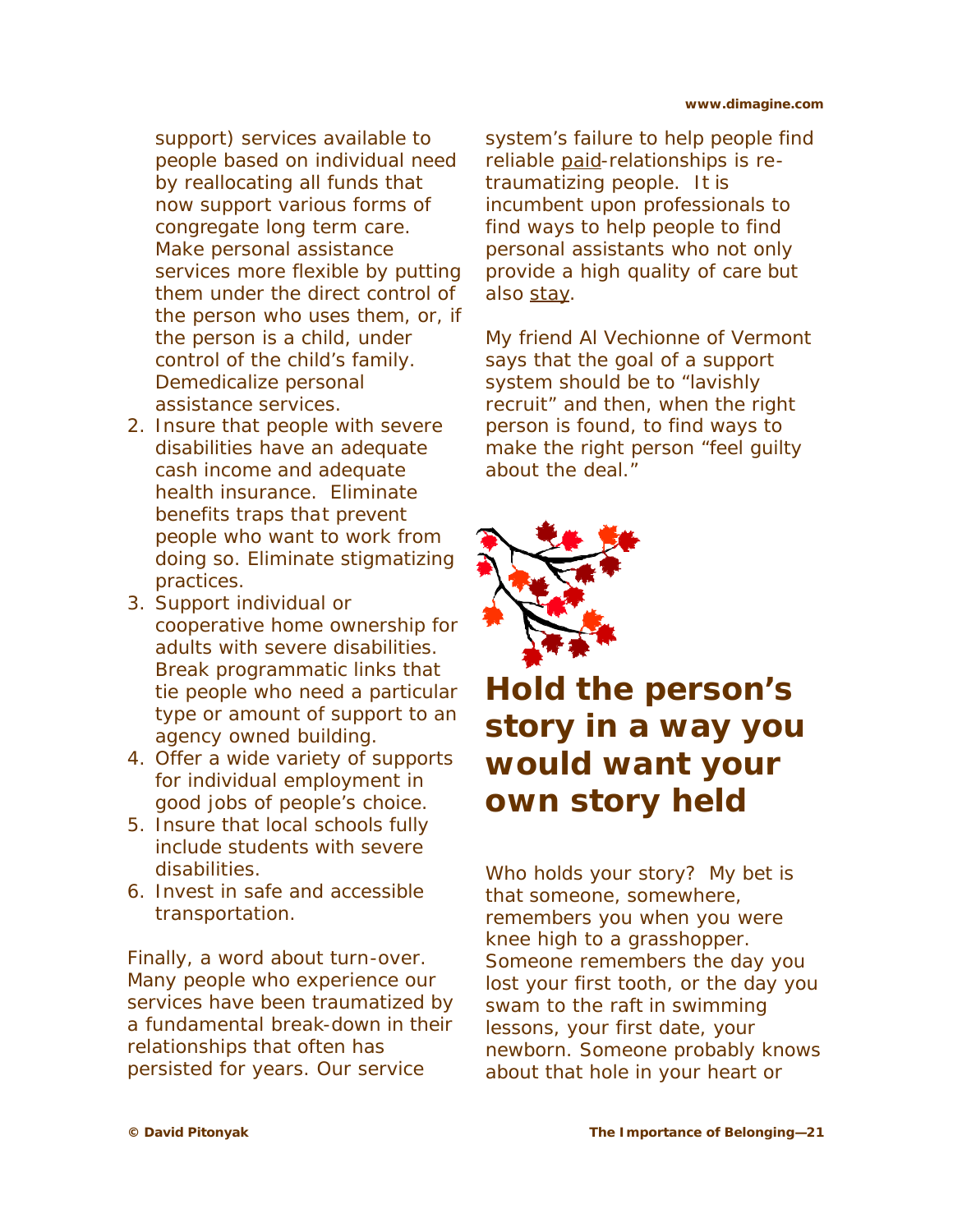support) services available to people based on individual need by reallocating all funds that now support various forms of congregate long term care. Make personal assistance services more flexible by putting them under the direct control of the person who uses them, or, if the person is a child, under control of the child's family. Demedicalize personal assistance services.

2. Insure that people with severe disabilities have an adequate cash income and adequate health insurance. Eliminate benefits traps that prevent people who want to work from doing so. Eliminate stigmatizing practices.
3. Support individual or cooperative home ownership for adults with severe disabilities. Break programmatic links that tie people who need a particular type or amount of support to an agency owned building.
4. Offer a wide variety of supports for individual employment in good jobs of people's choice.
5. Insure that local schools fully include students with severe disabilities.
6. Invest in safe and accessible transportation.

Finally, a word about turn-over. Many people who experience our services have been traumatized by a fundamental break-down in their relationships that often has persisted for years. Our service system's failure to help people find reliable paid-relationships is re-traumatizing people. It is incumbent upon professionals to find ways to help people to find personal assistants who not only provide a high quality of care but also stay.

My friend Al Vechionne of Vermont says that the goal of a support system should be to "lavishly recruit" and then, when the right person is found, to find ways to make the right person "feel guilty about the deal."

## Hold the person's story in a way you would want your own story held

Who holds your story? My bet is that someone, somewhere, remembers you when you were knee high to a grasshopper. Someone remembers the day you lost your first tooth, or the day you swam to the raft in swimming lessons, your first date, your newborn. Someone probably knows about that hole in your heart or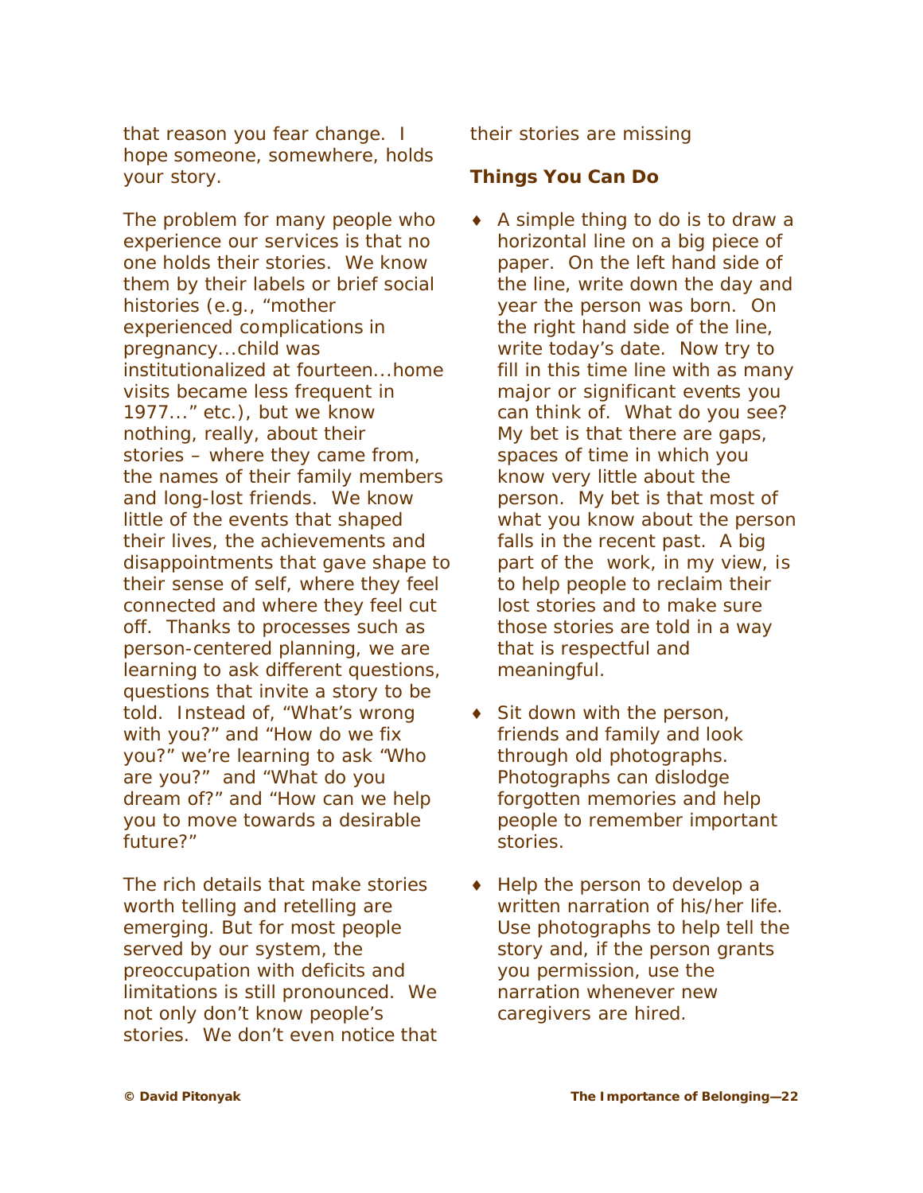that reason you fear change. I hope someone, somewhere, holds your story.

The problem for many people who experience our services is that no one holds their stories. We know them by their labels or brief social histories (e.g., "mother experienced complications in pregnancy...child was institutionalized at fourteen...home visits became less frequent in 1977..." etc.), but we know nothing, really, about their stories – where they came from, the names of their family members and long-lost friends. We know little of the events that shaped their lives, the achievements and disappointments that gave shape to their sense of self, where they feel connected and where they feel cut off. Thanks to processes such as person-centered planning, we are learning to ask different questions, questions that invite a story to be told. Instead of, "What's wrong with you?" and "How do we fix you?" we're learning to ask "Who are you?" and "What do you dream of?" and "How can we help you to move towards a desirable future?"

The rich details that make stories worth telling and retelling are emerging. But for most people served by our system, the preoccupation with deficits and limitations is still pronounced. We not only don't know people's stories. We don't even notice that their stories are missing

**Things You Can Do**

- A simple thing to do is to draw a horizontal line on a big piece of paper. On the left hand side of the line, write down the day and year the person was born. On the right hand side of the line, write today's date. Now try to fill in this time line with as many major or significant events you can think of. What do you see? My bet is that there are gaps, spaces of time in which you know very little about the person. My bet is that most of what you know about the person falls in the recent past. A big part of the work, in my view, is to help people to reclaim their lost stories and to make sure those stories are told in a way that is respectful and meaningful.
- Sit down with the person, friends and family and look through old photographs. Photographs can dislodge forgotten memories and help people to remember important stories.
- Help the person to develop a written narration of his/her life. Use photographs to help tell the story and, if the person grants you permission, use the narration whenever new caregivers are hired.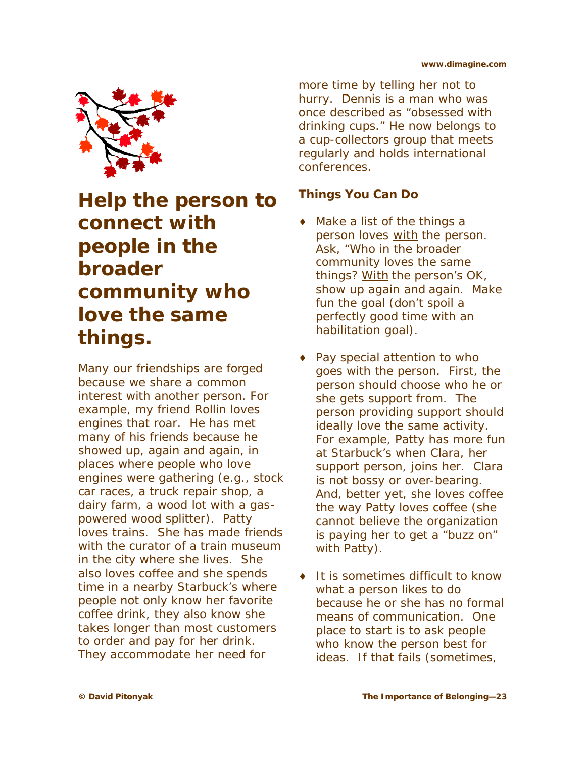# Help the person to connect with people in the broader community who love the same things.

Many our friendships are forged because we share a common interest with another person. For example, my friend Rollin loves engines that roar. He has met many of his friends because he showed up, again and again, in places where people who love engines were gathering (e.g., stock car races, a truck repair shop, a dairy farm, a wood lot with a gas-powered wood splitter). Patty loves trains. She has made friends with the curator of a train museum in the city where she lives. She also loves coffee and she spends time in a nearby Starbuck's where people not only know her favorite coffee drink, they also know she takes longer than most customers to order and pay for her drink. They accommodate her need for more time by telling her not to hurry. Dennis is a man who was once described as "obsessed with drinking cups." He now belongs to a cup-collectors group that meets regularly and holds international conferences.

**Things You Can Do**

- Make a list of the things a person loves with the person. Ask, "Who in the broader community loves the same things? With the person's OK, show up again and again. Make fun the goal (don't spoil a perfectly good time with an habilitation goal).
- Pay special attention to who goes with the person. First, the person should choose who he or she gets support from. The person providing support should ideally love the same activity. For example, Patty has more fun at Starbuck's when Clara, her support person, joins her. Clara is not bossy or over-bearing. And, better yet, she loves coffee the way Patty loves coffee (she cannot believe the organization is paying her to get a "buzz on" with Patty).
- It is sometimes difficult to know what a person likes to do because he or she has no formal means of communication. One place to start is to ask people who know the person best for ideas. If that fails (sometimes,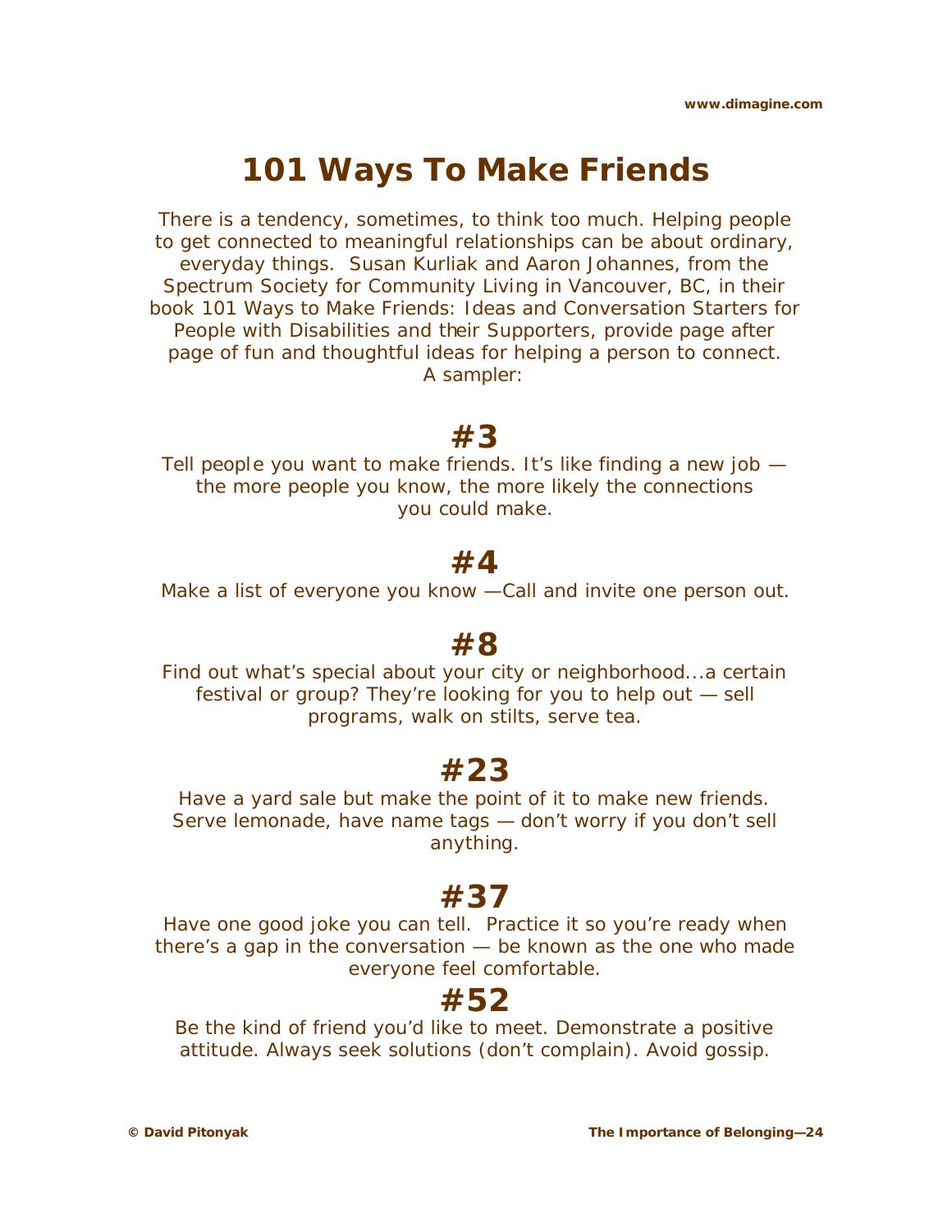# 101 Ways To Make Friends

There is a tendency, sometimes, to think too much. Helping people to get connected to meaningful relationships can be about ordinary, everyday things. Susan Kurliak and Aaron Johannes, from the Spectrum Society for Community Living in Vancouver, BC, in their book 101 Ways to Make Friends: Ideas and Conversation Starters for People with Disabilities and their Supporters, provide page after page of fun and thoughtful ideas for helping a person to connect. A sampler:

## #3

Tell people you want to make friends. It's like finding a new job — the more people you know, the more likely the connections you could make.

## #4

Make a list of everyone you know —Call and invite one person out.

## #8

Find out what's special about your city or neighborhood...a certain festival or group? They're looking for you to help out — sell programs, walk on stilts, serve tea.

## #23

Have a yard sale but make the point of it to make new friends. Serve lemonade, have name tags — don't worry if you don't sell anything.

## #37

Have one good joke you can tell. Practice it so you're ready when there's a gap in the conversation — be known as the one who made everyone feel comfortable.

## #52

Be the kind of friend you'd like to meet. Demonstrate a positive attitude. Always seek solutions (don't complain). Avoid gossip.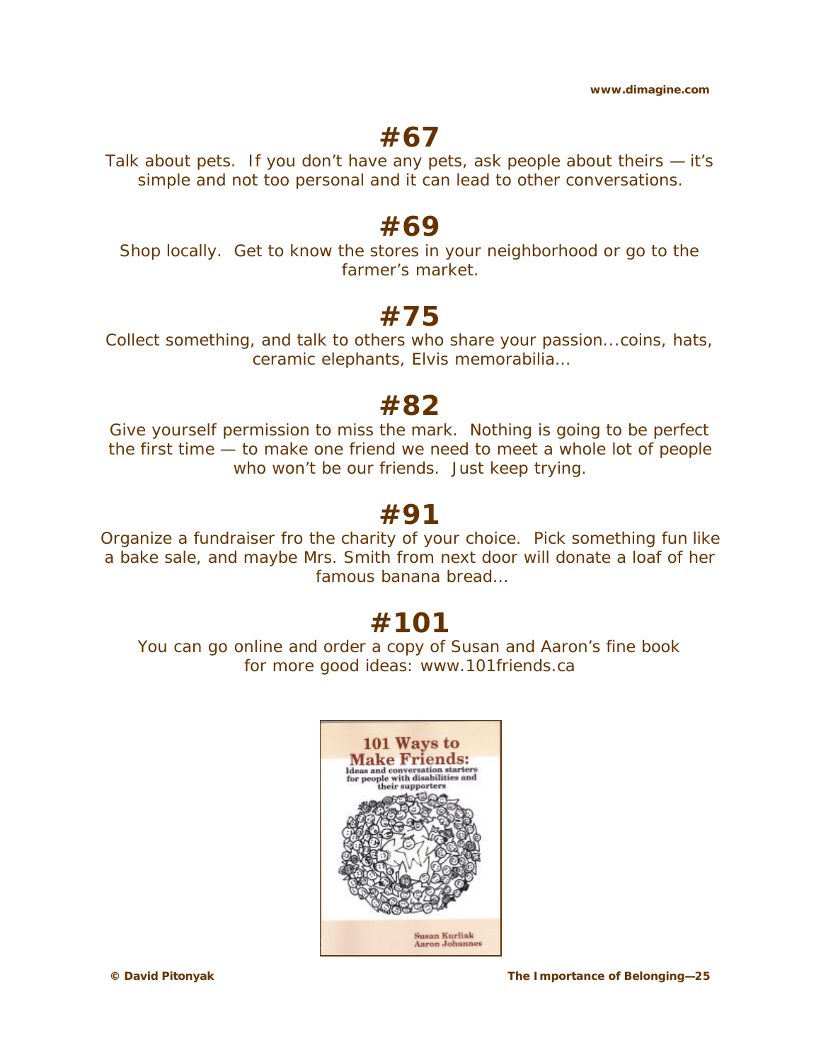# #67

Talk about pets. If you don't have any pets, ask people about theirs — it's simple and not too personal and it can lead to other conversations.

# #69

Shop locally. Get to know the stores in your neighborhood or go to the farmer's market.

# #75

Collect something, and talk to others who share your passion...coins, hats, ceramic elephants, Elvis memorabilia...

# #82

Give yourself permission to miss the mark. Nothing is going to be perfect the first time — to make one friend we need to meet a whole lot of people who won't be our friends. Just keep trying.

# #91

Organize a fundraiser fro the charity of your choice. Pick something fun like a bake sale, and maybe Mrs. Smith from next door will donate a loaf of her famous banana bread...

# #101

You can go online and order a copy of Susan and Aaron's fine book for more good ideas: www.101friends.ca

101 Ways to Make Friends: Ideas and conversation starters for people with disabilities and their supporters

Susan Kurliak
Aaron Johannes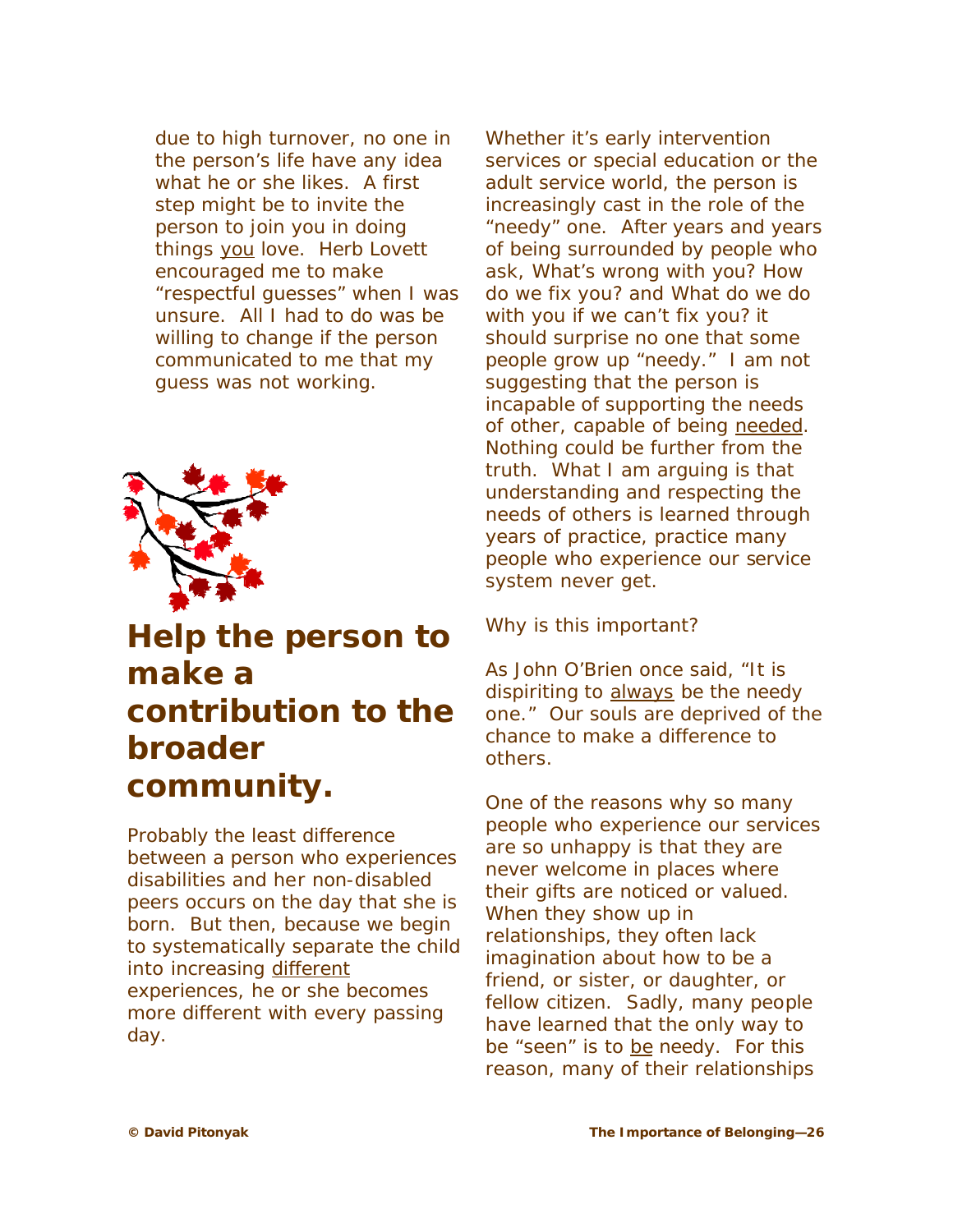due to high turnover, no one in the person's life have any idea what he or she likes. A first step might be to invite the person to join you in doing things you love. Herb Lovett encouraged me to make "respectful guesses" when I was unsure. All I had to do was be willing to change if the person communicated to me that my guess was not working.

## Help the person to make a contribution to the broader community.

Probably the least difference between a person who experiences disabilities and her non-disabled peers occurs on the day that she is born. But then, because we begin to systematically separate the child into increasing different experiences, he or she becomes more different with every passing day.

Whether it's early intervention services or special education or the adult service world, the person is increasingly cast in the role of the "needy" one. After years and years of being surrounded by people who ask, What's wrong with you? How do we fix you? and What do we do with you if we can't fix you? it should surprise no one that some people grow up "needy." I am not suggesting that the person is incapable of supporting the needs of other, capable of being needed. Nothing could be further from the truth. What I am arguing is that understanding and respecting the needs of others is learned through years of practice, practice many people who experience our service system never get.

Why is this important?

As John O'Brien once said, "It is dispiriting to always be the needy one." Our souls are deprived of the chance to make a difference to others.

One of the reasons why so many people who experience our services are so unhappy is that they are never welcome in places where their gifts are noticed or valued. When they show up in relationships, they often lack imagination about how to be a friend, or sister, or daughter, or fellow citizen. Sadly, many people have learned that the only way to be "seen" is to be needy. For this reason, many of their relationships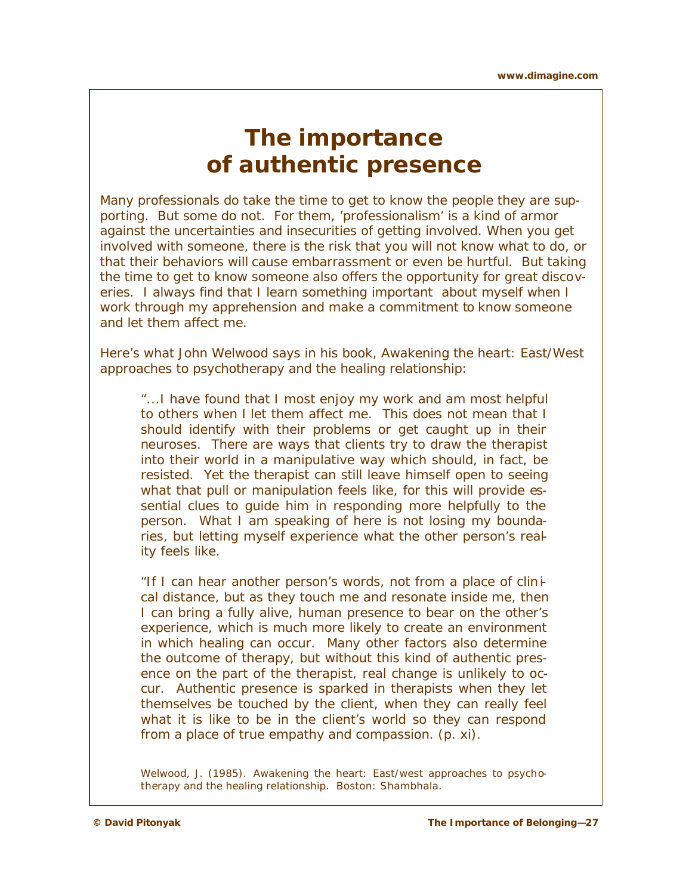# The importance of authentic presence

Many professionals do take the time to get to know the people they are supporting. But some do not. For them, 'professionalism' is a kind of armor against the uncertainties and insecurities of getting involved. When you get involved with someone, there is the risk that you will not know what to do, or that their behaviors will cause embarrassment or even be hurtful. But taking the time to get to know someone also offers the opportunity for great discoveries. I always find that I learn something important about myself when I work through my apprehension and make a commitment to know someone and let them affect me.

Here's what John Welwood says in his book, Awakening the heart: East/West approaches to psychotherapy and the healing relationship:

> "...I have found that I most enjoy my work and am most helpful to others when I let them affect me. This does not mean that I should identify with their problems or get caught up in their neuroses. There are ways that clients try to draw the therapist into their world in a manipulative way which should, in fact, be resisted. Yet the therapist can still leave himself open to seeing what that pull or manipulation feels like, for this will provide essential clues to guide him in responding more helpfully to the person. What I am speaking of here is not losing my boundaries, but letting myself experience what the other person's reality feels like.
>
> "If I can hear another person's words, not from a place of clinical distance, but as they touch me and resonate inside me, then I can bring a fully alive, human presence to bear on the other's experience, which is much more likely to create an environment in which healing can occur. Many other factors also determine the outcome of therapy, but without this kind of authentic presence on the part of the therapist, real change is unlikely to occur. Authentic presence is sparked in therapists when they let themselves be touched by the client, when they can really feel what it is like to be in the client's world so they can respond from a place of true empathy and compassion. (p. xi).

Welwood, J. (1985). Awakening the heart: East/west approaches to psychotherapy and the healing relationship. Boston: Shambhala.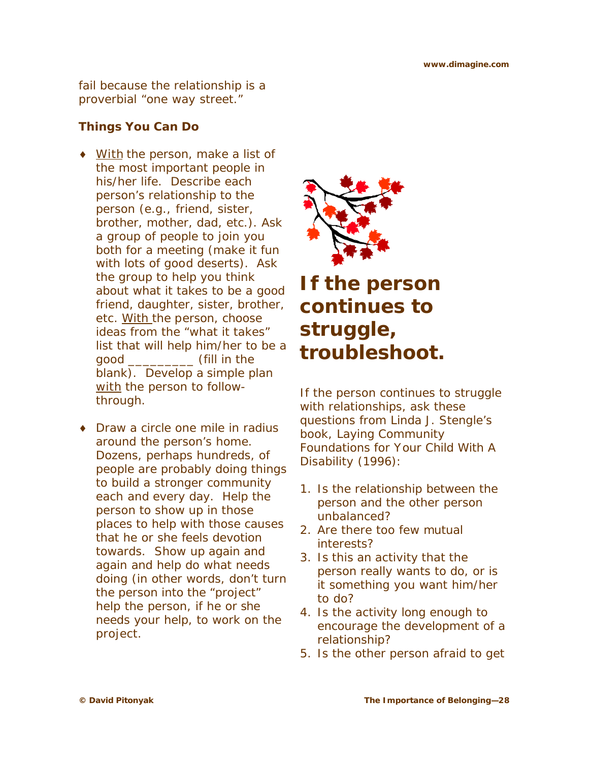fail because the relationship is a proverbial "one way street."

### Things You Can Do

- With the person, make a list of the most important people in his/her life. Describe each person's relationship to the person (e.g., friend, sister, brother, mother, dad, etc.). Ask a group of people to join you both for a meeting (make it fun with lots of good deserts). Ask the group to help you think about what it takes to be a good friend, daughter, sister, brother, etc. With the person, choose ideas from the "what it takes" list that will help him/her to be a good _________ (fill in the blank). Develop a simple plan with the person to follow-through.
- Draw a circle one mile in radius around the person's home. Dozens, perhaps hundreds, of people are probably doing things to build a stronger community each and every day. Help the person to show up in those places to help with those causes that he or she feels devotion towards. Show up again and again and help do what needs doing (in other words, don't turn the person into the "project" help the person, if he or she needs your help, to work on the project.

# If the person continues to struggle, troubleshoot.

If the person continues to struggle with relationships, ask these questions from Linda J. Stengle's book, *Laying Community Foundations for Your Child With A Disability* (1996):

1. Is the relationship between the person and the other person unbalanced?
2. Are there too few mutual interests?
3. Is this an activity that the person really wants to do, or is it something you want him/her to do?
4. Is the activity long enough to encourage the development of a relationship?
5. Is the other person afraid to get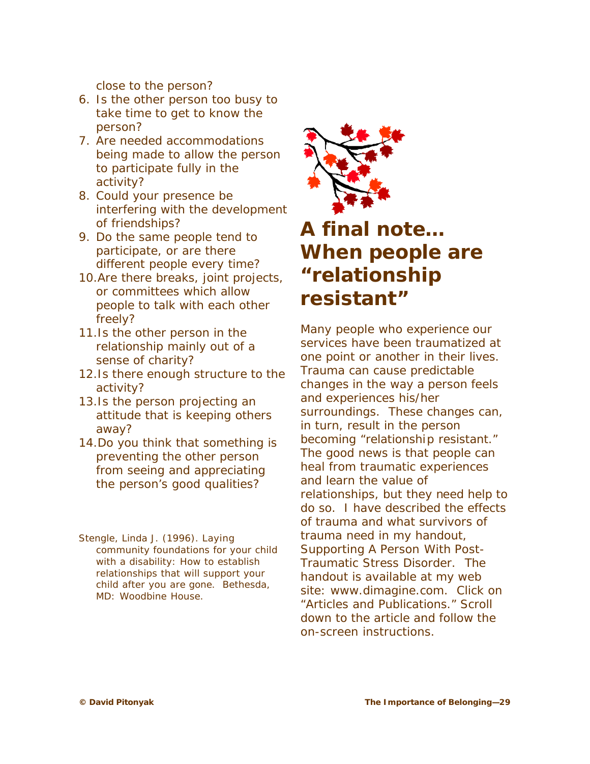close to the person?

6. Is the other person too busy to take time to get to know the person?
7. Are needed accommodations being made to allow the person to participate fully in the activity?
8. Could your presence be interfering with the development of friendships?
9. Do the same people tend to participate, or are there different people every time?
10. Are there breaks, joint projects, or committees which allow people to talk with each other freely?
11. Is the other person in the relationship mainly out of a sense of charity?
12. Is there enough structure to the activity?
13. Is the person projecting an attitude that is keeping others away?
14. Do you think that something is preventing the other person from seeing and appreciating the person's good qualities?

Stengle, Linda J. (1996). Laying community foundations for your child with a disability: How to establish relationships that will support your child after you are gone. Bethesda, MD: Woodbine House.

## A final note… When people are "relationship resistant"

Many people who experience our services have been traumatized at one point or another in their lives. Trauma can cause predictable changes in the way a person feels and experiences his/her surroundings. These changes can, in turn, result in the person becoming "relationship resistant." The good news is that people can heal from traumatic experiences and learn the value of relationships, but they need help to do so. I have described the effects of trauma and what survivors of trauma need in my handout, *Supporting A Person With Post-Traumatic Stress Disorder*. The handout is available at my web site: www.dimagine.com. Click on "Articles and Publications." Scroll down to the article and follow the on-screen instructions.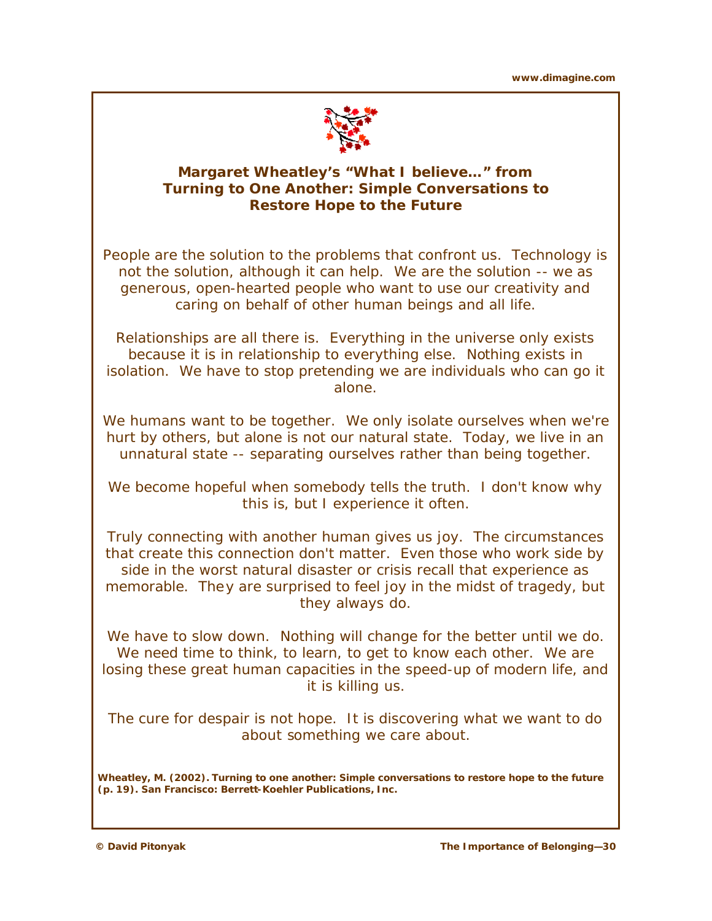## Margaret Wheatley's "What I believe…" from Turning to One Another: Simple Conversations to Restore Hope to the Future

People are the solution to the problems that confront us. Technology is not the solution, although it can help. We are the solution -- we as generous, open-hearted people who want to use our creativity and caring on behalf of other human beings and all life.

Relationships are all there is. Everything in the universe only exists because it is in relationship to everything else. Nothing exists in isolation. We have to stop pretending we are individuals who can go it alone.

We humans want to be together. We only isolate ourselves when we're hurt by others, but alone is not our natural state. Today, we live in an unnatural state -- separating ourselves rather than being together.

We become hopeful when somebody tells the truth. I don't know why this is, but I experience it often.

Truly connecting with another human gives us joy. The circumstances that create this connection don't matter. Even those who work side by side in the worst natural disaster or crisis recall that experience as memorable. They are surprised to feel joy in the midst of tragedy, but they always do.

We have to slow down. Nothing will change for the better until we do. We need time to think, to learn, to get to know each other. We are losing these great human capacities in the speed-up of modern life, and it is killing us.

The cure for despair is not hope. It is discovering what we want to do about something we care about.

**Wheatley, M. (2002). Turning to one another: Simple conversations to restore hope to the future (p. 19). San Francisco: Berrett-Koehler Publications, Inc.**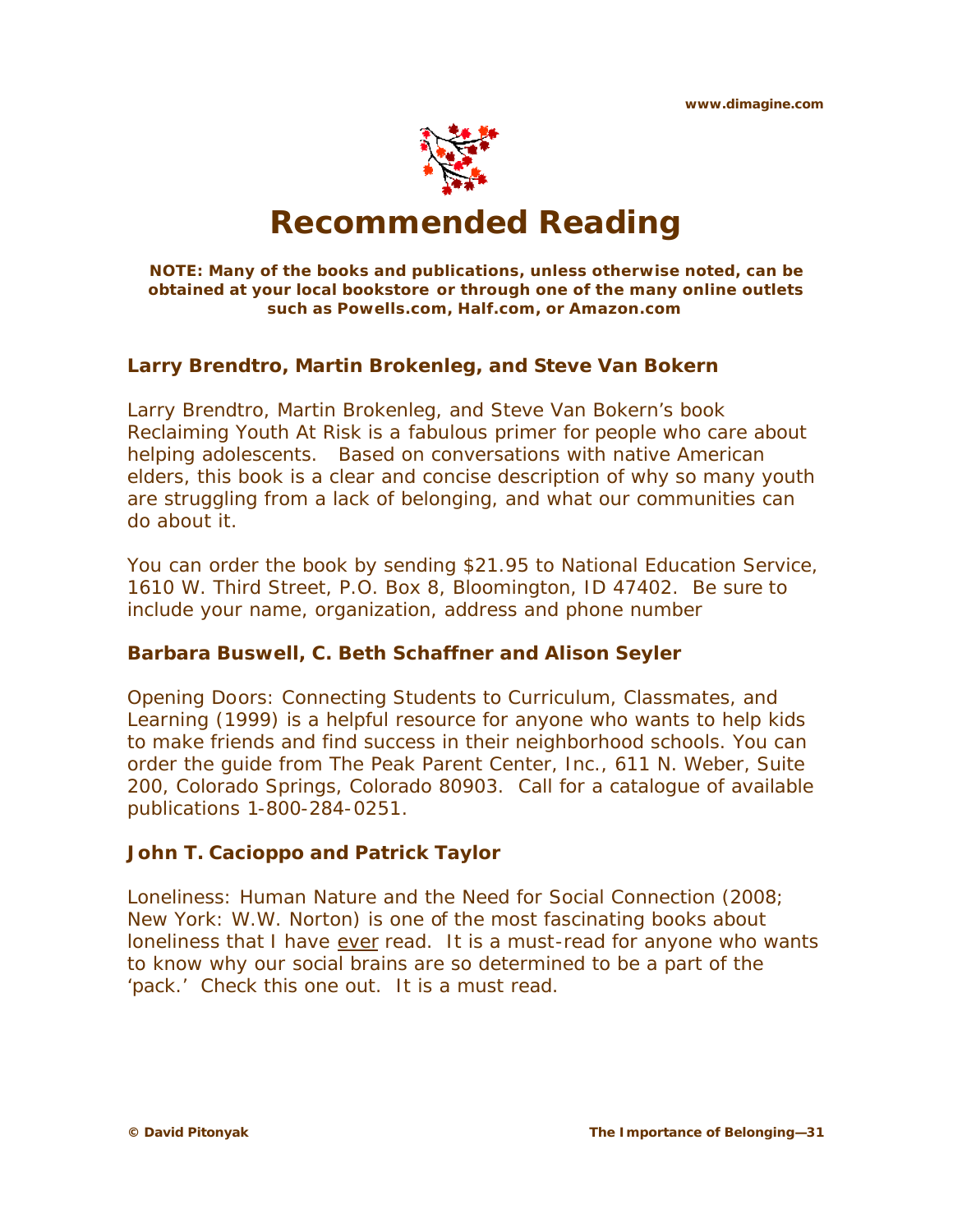# Recommended Reading

**NOTE: Many of the books and publications, unless otherwise noted, can be obtained at your local bookstore or through one of the many online outlets such as Powells.com, Half.com, or Amazon.com**

### Larry Brendtro, Martin Brokenleg, and Steve Van Bokern

Larry Brendtro, Martin Brokenleg, and Steve Van Bokern's book Reclaiming Youth At Risk is a fabulous primer for people who care about helping adolescents. Based on conversations with native American elders, this book is a clear and concise description of why so many youth are struggling from a lack of belonging, and what our communities can do about it.

You can order the book by sending $21.95 to National Education Service, 1610 W. Third Street, P.O. Box 8, Bloomington, ID 47402. Be sure to include your name, organization, address and phone number

### Barbara Buswell, C. Beth Schaffner and Alison Seyler

Opening Doors: Connecting Students to Curriculum, Classmates, and Learning (1999) is a helpful resource for anyone who wants to help kids to make friends and find success in their neighborhood schools. You can order the guide from The Peak Parent Center, Inc., 611 N. Weber, Suite 200, Colorado Springs, Colorado 80903. Call for a catalogue of available publications 1-800-284-0251.

### John T. Cacioppo and Patrick Taylor

Loneliness: Human Nature and the Need for Social Connection (2008; New York: W.W. Norton) is one of the most fascinating books about loneliness that I have ever read. It is a must-read for anyone who wants to know why our social brains are so determined to be a part of the 'pack.' Check this one out. It is a must read.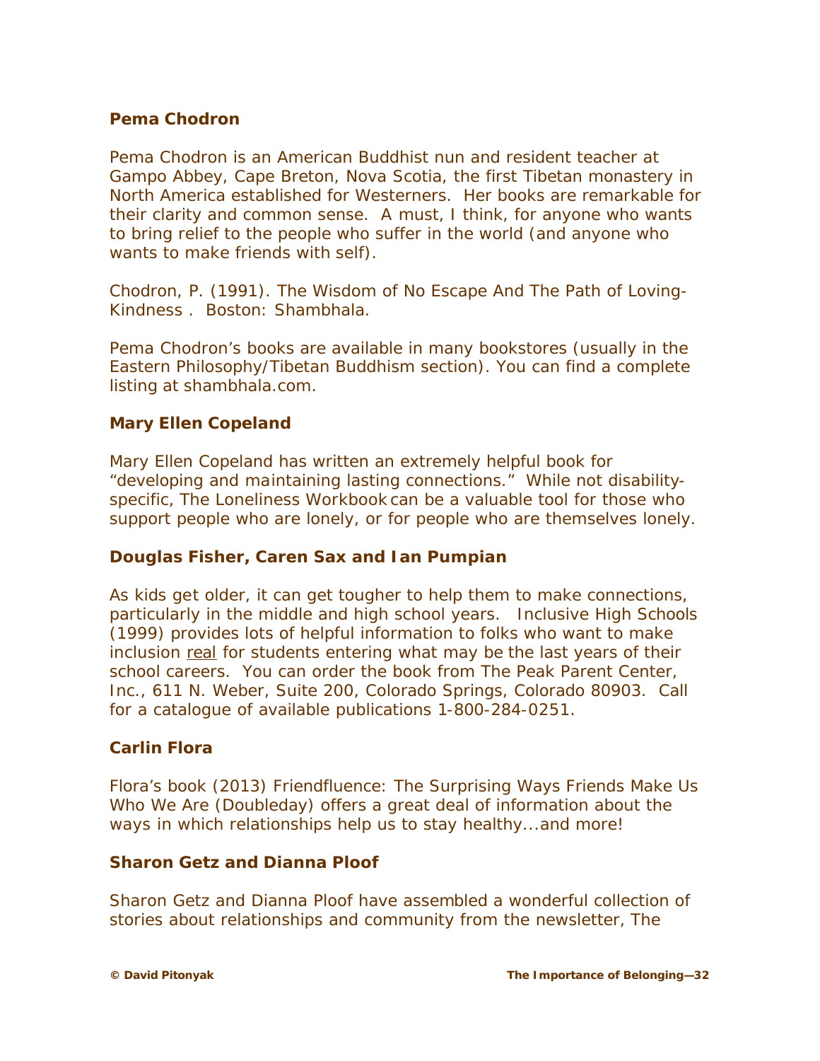### Pema Chodron

Pema Chodron is an American Buddhist nun and resident teacher at Gampo Abbey, Cape Breton, Nova Scotia, the first Tibetan monastery in North America established for Westerners. Her books are remarkable for their clarity and common sense. A must, I think, for anyone who wants to bring relief to the people who suffer in the world (and anyone who wants to make friends with self).

Chodron, P. (1991). *The Wisdom of No Escape And The Path of Loving-Kindness* . Boston: Shambhala.

Pema Chodron's books are available in many bookstores (usually in the Eastern Philosophy/Tibetan Buddhism section). You can find a complete listing at shambhala.com.

### Mary Ellen Copeland

Mary Ellen Copeland has written an extremely helpful book for "developing and maintaining lasting connections." While not disability-specific, *The Loneliness Workbook* can be a valuable tool for those who support people who are lonely, or for people who are themselves lonely.

### Douglas Fisher, Caren Sax and Ian Pumpian

As kids get older, it can get tougher to help them to make connections, particularly in the middle and high school years. *Inclusive High Schools* (1999) provides lots of helpful information to folks who want to make inclusion <u>real</u> for students entering what may be the last years of their school careers. You can order the book from The Peak Parent Center, Inc., 611 N. Weber, Suite 200, Colorado Springs, Colorado 80903. Call for a catalogue of available publications 1-800-284-0251.

### Carlin Flora

Flora's book (2013) *Friendfluence: The Surprising Ways Friends Make Us Who We Are* (Doubleday) offers a great deal of information about the ways in which relationships help us to stay healthy...and more!

### Sharon Getz and Dianna Ploof

Sharon Getz and Dianna Ploof have assembled a wonderful collection of stories about relationships and community from the newsletter, The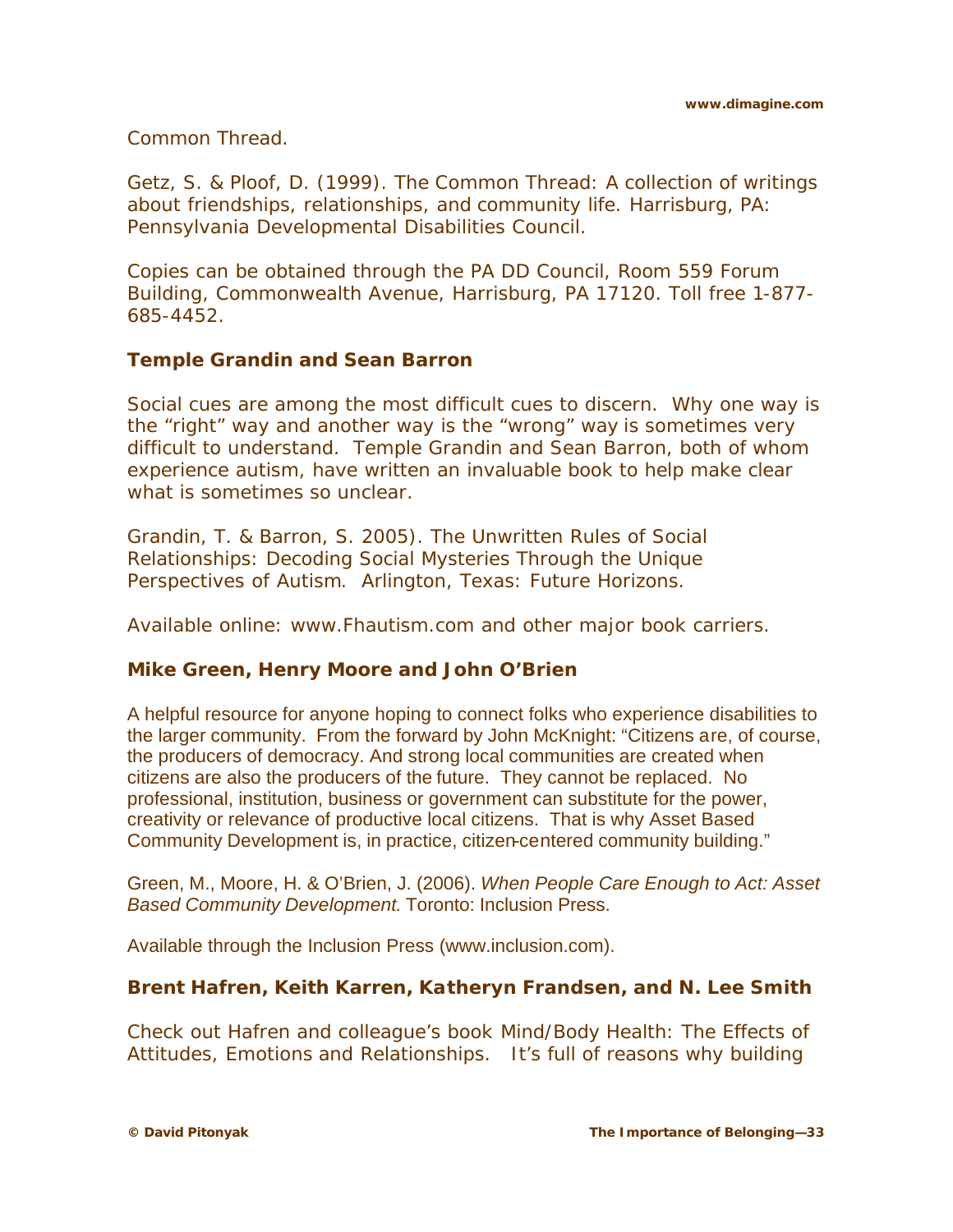Common Thread.

Getz, S. & Ploof, D. (1999). The Common Thread: A collection of writings about friendships, relationships, and community life. Harrisburg, PA: Pennsylvania Developmental Disabilities Council.

Copies can be obtained through the PA DD Council, Room 559 Forum Building, Commonwealth Avenue, Harrisburg, PA 17120. Toll free 1-877-685-4452.

**Temple Grandin and Sean Barron**

Social cues are among the most difficult cues to discern. Why one way is the "right" way and another way is the "wrong" way is sometimes very difficult to understand. Temple Grandin and Sean Barron, both of whom experience autism, have written an invaluable book to help make clear what is sometimes so unclear.

Grandin, T. & Barron, S. 2005). The Unwritten Rules of Social Relationships: Decoding Social Mysteries Through the Unique Perspectives of Autism. Arlington, Texas: Future Horizons.

Available online: www.Fhautism.com and other major book carriers.

**Mike Green, Henry Moore and John O'Brien**

A helpful resource for anyone hoping to connect folks who experience disabilities to the larger community. From the forward by John McKnight: "Citizens are, of course, the producers of democracy. And strong local communities are created when citizens are also the producers of the future. They cannot be replaced. No professional, institution, business or government can substitute for the power, creativity or relevance of productive local citizens. That is why Asset Based Community Development is, in practice, citizen-centered community building."

Green, M., Moore, H. & O'Brien, J. (2006). *When People Care Enough to Act: Asset Based Community Development*. Toronto: Inclusion Press.

Available through the Inclusion Press (www.inclusion.com).

**Brent Hafren, Keith Karren, Katheryn Frandsen, and N. Lee Smith**

Check out Hafren and colleague's book Mind/Body Health: The Effects of Attitudes, Emotions and Relationships. It's full of reasons why building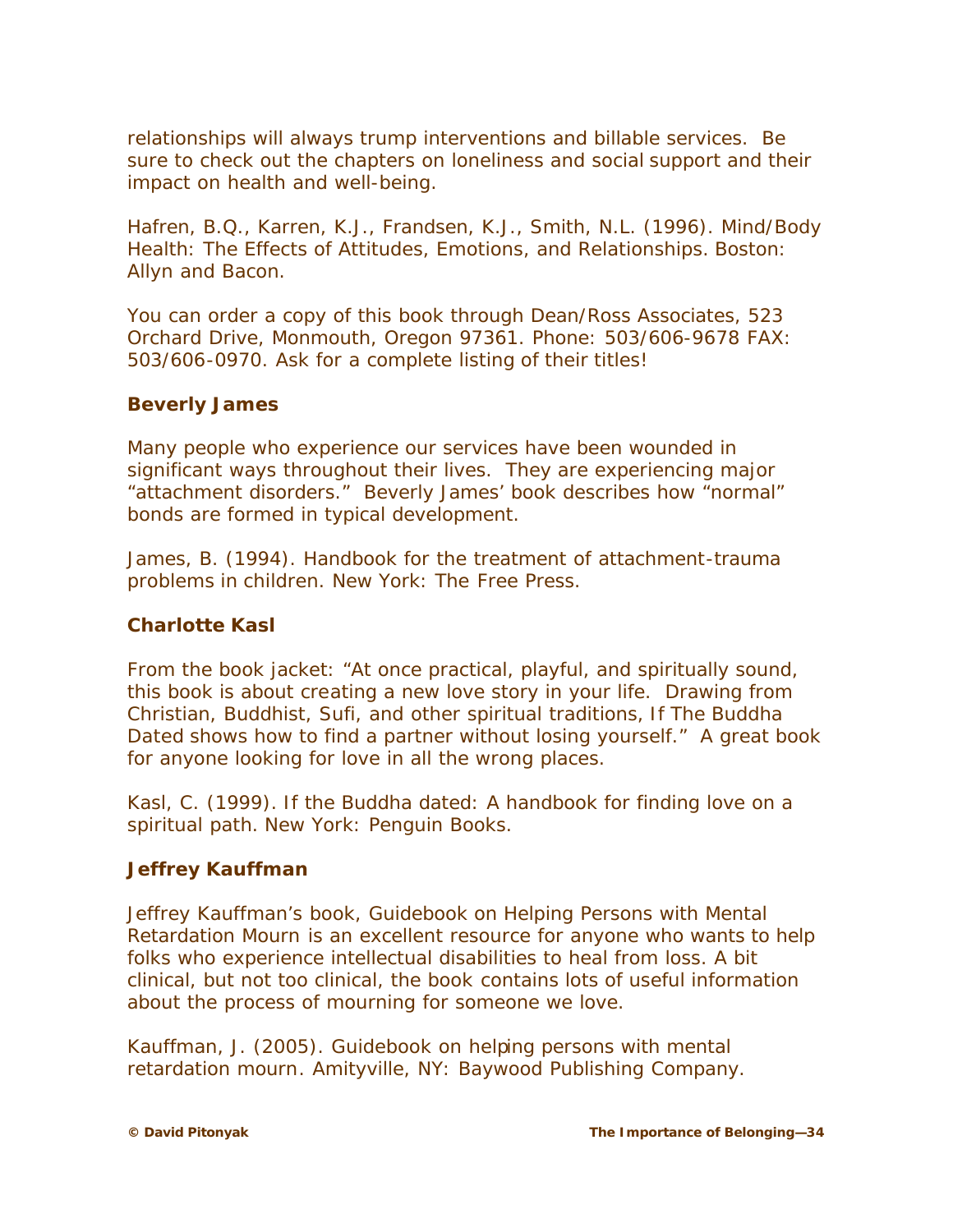relationships will always trump interventions and billable services. Be sure to check out the chapters on loneliness and social support and their impact on health and well-being.

Hafren, B.Q., Karren, K.J., Frandsen, K.J., Smith, N.L. (1996). Mind/Body Health: The Effects of Attitudes, Emotions, and Relationships. Boston: Allyn and Bacon.

You can order a copy of this book through Dean/Ross Associates, 523 Orchard Drive, Monmouth, Oregon 97361. Phone: 503/606-9678 FAX: 503/606-0970. Ask for a complete listing of their titles!

**Beverly James**

Many people who experience our services have been wounded in significant ways throughout their lives. They are experiencing major "attachment disorders." Beverly James' book describes how "normal" bonds are formed in typical development.

James, B. (1994). Handbook for the treatment of attachment-trauma problems in children. New York: The Free Press.

**Charlotte Kasl**

From the book jacket: "At once practical, playful, and spiritually sound, this book is about creating a new love story in your life. Drawing from Christian, Buddhist, Sufi, and other spiritual traditions, If The Buddha Dated shows how to find a partner without losing yourself." A great book for anyone looking for love in all the wrong places.

Kasl, C. (1999). If the Buddha dated: A handbook for finding love on a spiritual path. New York: Penguin Books.

**Jeffrey Kauffman**

Jeffrey Kauffman's book, Guidebook on Helping Persons with Mental Retardation Mourn is an excellent resource for anyone who wants to help folks who experience intellectual disabilities to heal from loss. A bit clinical, but not too clinical, the book contains lots of useful information about the process of mourning for someone we love.

Kauffman, J. (2005). Guidebook on helping persons with mental retardation mourn. Amityville, NY: Baywood Publishing Company.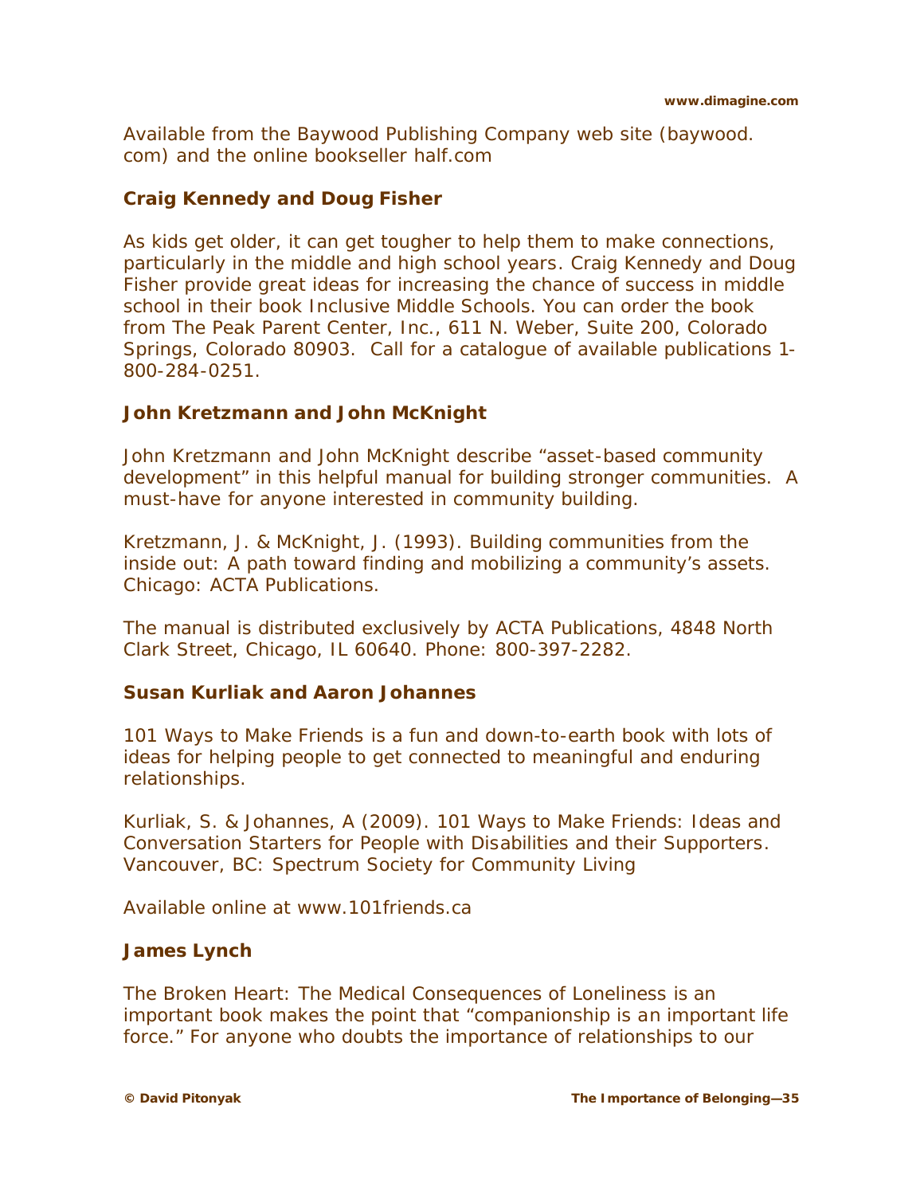Available from the Baywood Publishing Company web site (baywood.com) and the online bookseller half.com

**Craig Kennedy and Doug Fisher**

As kids get older, it can get tougher to help them to make connections, particularly in the middle and high school years. Craig Kennedy and Doug Fisher provide great ideas for increasing the chance of success in middle school in their book Inclusive Middle Schools. You can order the book from The Peak Parent Center, Inc., 611 N. Weber, Suite 200, Colorado Springs, Colorado 80903. Call for a catalogue of available publications 1-800-284-0251.

**John Kretzmann and John McKnight**

John Kretzmann and John McKnight describe "asset-based community development" in this helpful manual for building stronger communities. A must-have for anyone interested in community building.

Kretzmann, J. & McKnight, J. (1993). Building communities from the inside out: A path toward finding and mobilizing a community's assets. Chicago: ACTA Publications.

The manual is distributed exclusively by ACTA Publications, 4848 North Clark Street, Chicago, IL 60640. Phone: 800-397-2282.

**Susan Kurliak and Aaron Johannes**

101 Ways to Make Friends is a fun and down-to-earth book with lots of ideas for helping people to get connected to meaningful and enduring relationships.

Kurliak, S. & Johannes, A (2009). 101 Ways to Make Friends: Ideas and Conversation Starters for People with Disabilities and their Supporters. Vancouver, BC: Spectrum Society for Community Living

Available online at www.101friends.ca

**James Lynch**

The Broken Heart: The Medical Consequences of Loneliness is an important book makes the point that "companionship is an important life force." For anyone who doubts the importance of relationships to our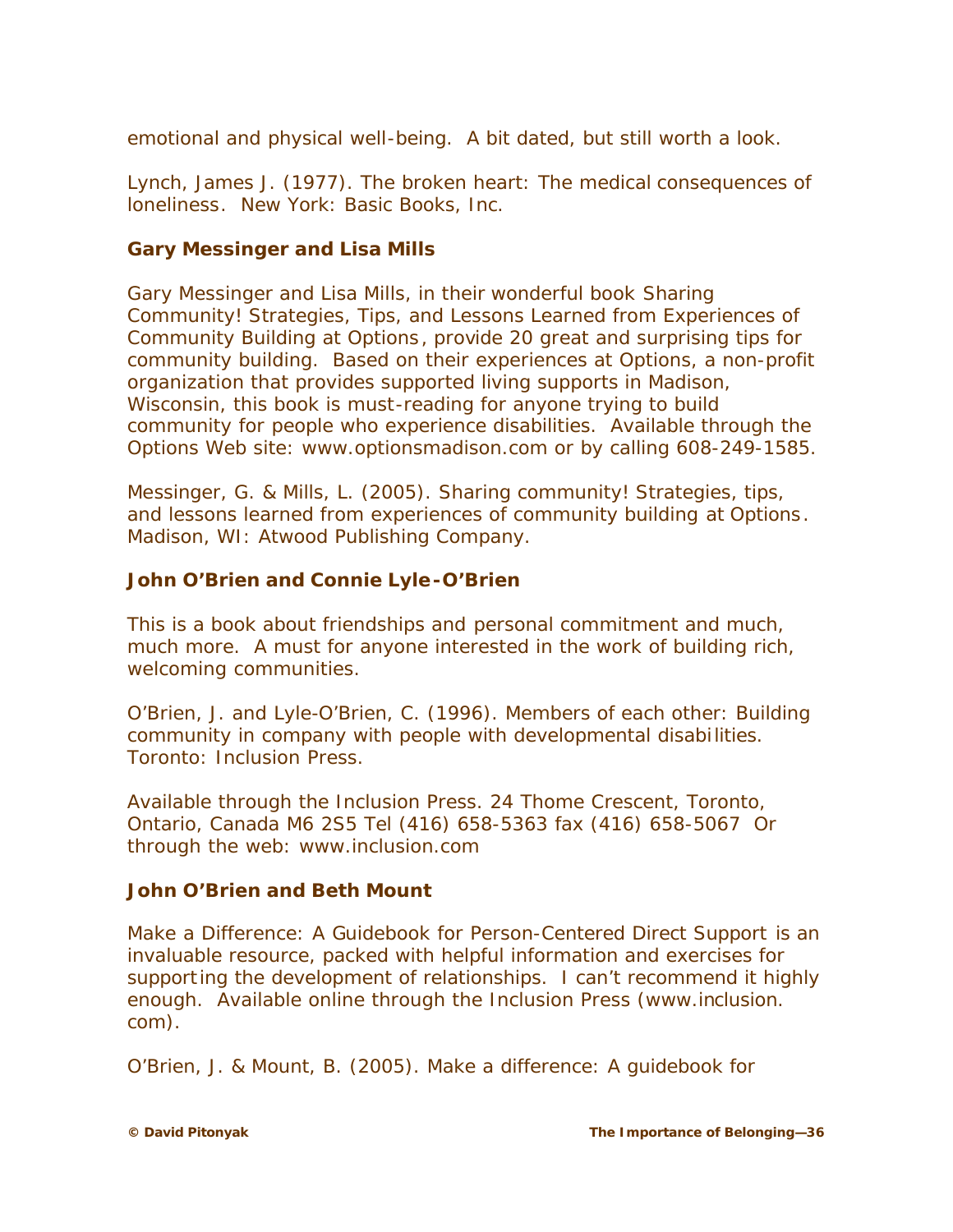emotional and physical well-being. A bit dated, but still worth a look.

Lynch, James J. (1977). The broken heart: The medical consequences of loneliness. New York: Basic Books, Inc.

**Gary Messinger and Lisa Mills**

Gary Messinger and Lisa Mills, in their wonderful book Sharing Community! Strategies, Tips, and Lessons Learned from Experiences of Community Building at Options, provide 20 great and surprising tips for community building. Based on their experiences at Options, a non-profit organization that provides supported living supports in Madison, Wisconsin, this book is must-reading for anyone trying to build community for people who experience disabilities. Available through the Options Web site: www.optionsmadison.com or by calling 608-249-1585.

Messinger, G. & Mills, L. (2005). Sharing community! Strategies, tips, and lessons learned from experiences of community building at Options. Madison, WI: Atwood Publishing Company.

**John O'Brien and Connie Lyle-O'Brien**

This is a book about friendships and personal commitment and much, much more. A must for anyone interested in the work of building rich, welcoming communities.

O'Brien, J. and Lyle-O'Brien, C. (1996). Members of each other: Building community in company with people with developmental disabilities. Toronto: Inclusion Press.

Available through the Inclusion Press. 24 Thome Crescent, Toronto, Ontario, Canada M6 2S5 Tel (416) 658-5363 fax (416) 658-5067 Or through the web: www.inclusion.com

**John O'Brien and Beth Mount**

Make a Difference: A Guidebook for Person-Centered Direct Support is an invaluable resource, packed with helpful information and exercises for supporting the development of relationships. I can't recommend it highly enough. Available online through the Inclusion Press (www.inclusion.com).

O'Brien, J. & Mount, B. (2005). Make a difference: A guidebook for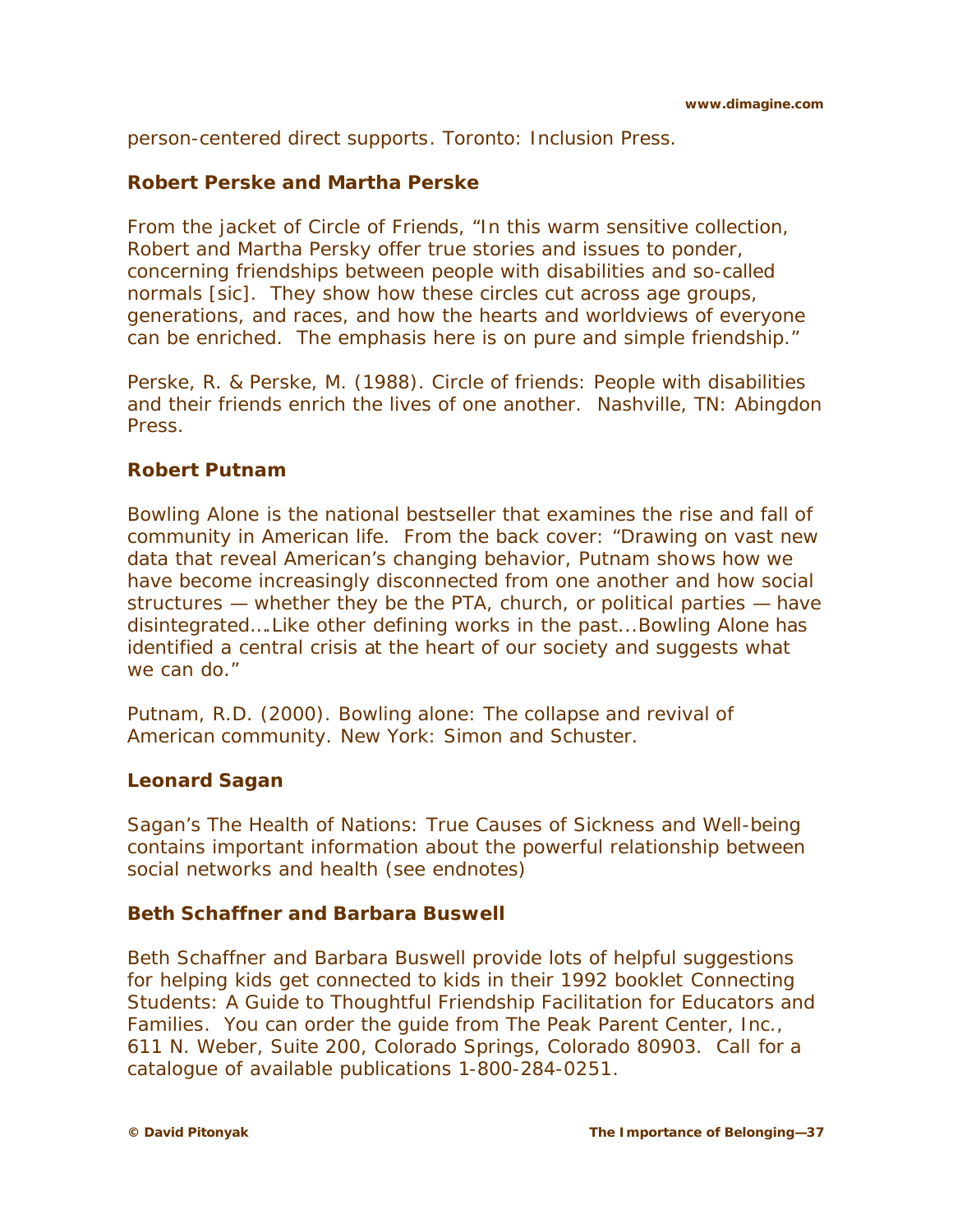person-centered direct supports. Toronto: Inclusion Press.

**Robert Perske and Martha Perske**

From the jacket of Circle of Friends, "In this warm sensitive collection, Robert and Martha Persky offer true stories and issues to ponder, concerning friendships between people with disabilities and so-called normals [sic]. They show how these circles cut across age groups, generations, and races, and how the hearts and worldviews of everyone can be enriched. The emphasis here is on pure and simple friendship."

Perske, R. & Perske, M. (1988). Circle of friends: People with disabilities and their friends enrich the lives of one another. Nashville, TN: Abingdon Press.

**Robert Putnam**

Bowling Alone is the national bestseller that examines the rise and fall of community in American life. From the back cover: "Drawing on vast new data that reveal American's changing behavior, Putnam shows how we have become increasingly disconnected from one another and how social structures — whether they be the PTA, church, or political parties — have disintegrated….Like other defining works in the past...Bowling Alone has identified a central crisis at the heart of our society and suggests what we can do."

Putnam, R.D. (2000). Bowling alone: The collapse and revival of American community. New York: Simon and Schuster.

**Leonard Sagan**

Sagan's The Health of Nations: True Causes of Sickness and Well-being contains important information about the powerful relationship between social networks and health (see endnotes)

**Beth Schaffner and Barbara Buswell**

Beth Schaffner and Barbara Buswell provide lots of helpful suggestions for helping kids get connected to kids in their 1992 booklet Connecting Students: A Guide to Thoughtful Friendship Facilitation for Educators and Families. You can order the guide from The Peak Parent Center, Inc., 611 N. Weber, Suite 200, Colorado Springs, Colorado 80903. Call for a catalogue of available publications 1-800-284-0251.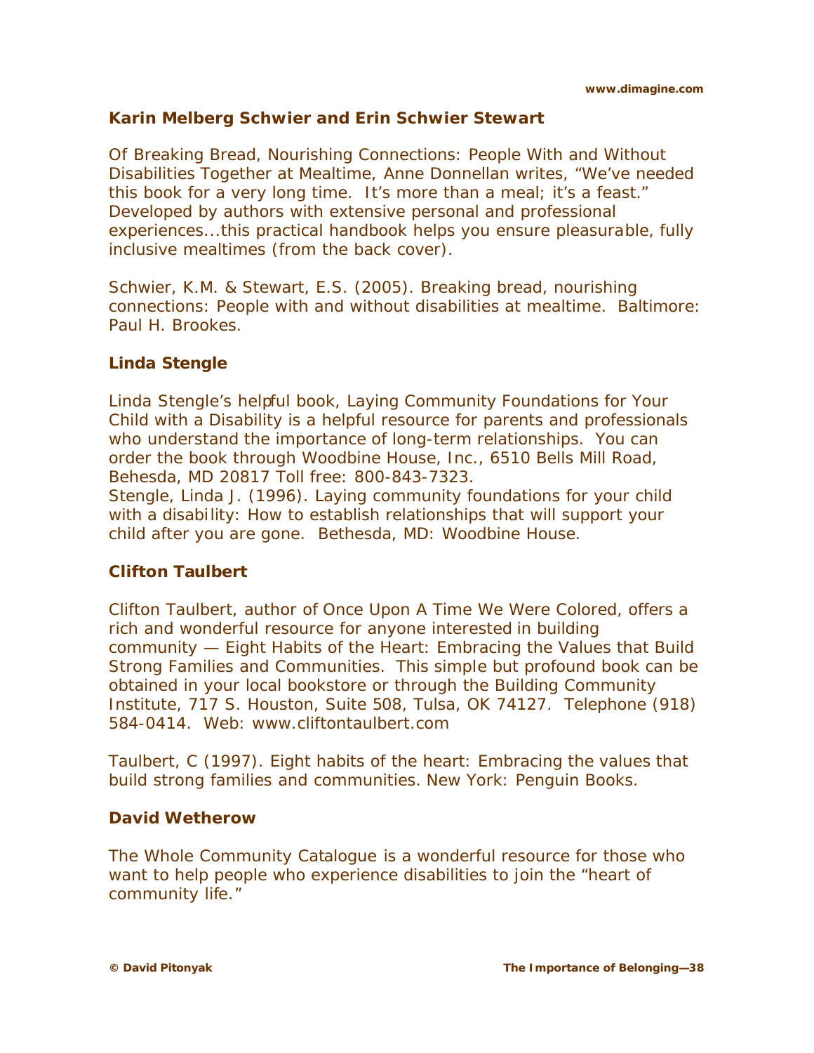**Karin Melberg Schwier and Erin Schwier Stewart**

Of Breaking Bread, Nourishing Connections: People With and Without Disabilities Together at Mealtime, Anne Donnellan writes, "We've needed this book for a very long time. It's more than a meal; it's a feast." Developed by authors with extensive personal and professional experiences...this practical handbook helps you ensure pleasurable, fully inclusive mealtimes (from the back cover).

Schwier, K.M. & Stewart, E.S. (2005). Breaking bread, nourishing connections: People with and without disabilities at mealtime. Baltimore: Paul H. Brookes.

**Linda Stengle**

Linda Stengle's helpful book, Laying Community Foundations for Your Child with a Disability is a helpful resource for parents and professionals who understand the importance of long-term relationships. You can order the book through Woodbine House, Inc., 6510 Bells Mill Road, Behesda, MD 20817 Toll free: 800-843-7323.
Stengle, Linda J. (1996). Laying community foundations for your child with a disability: How to establish relationships that will support your child after you are gone. Bethesda, MD: Woodbine House.

**Clifton Taulbert**

Clifton Taulbert, author of Once Upon A Time We Were Colored, offers a rich and wonderful resource for anyone interested in building community — Eight Habits of the Heart: Embracing the Values that Build Strong Families and Communities. This simple but profound book can be obtained in your local bookstore or through the Building Community Institute, 717 S. Houston, Suite 508, Tulsa, OK 74127. Telephone (918) 584-0414. Web: www.cliftontaulbert.com

Taulbert, C (1997). Eight habits of the heart: Embracing the values that build strong families and communities. New York: Penguin Books.

**David Wetherow**

The Whole Community Catalogue is a wonderful resource for those who want to help people who experience disabilities to join the "heart of community life."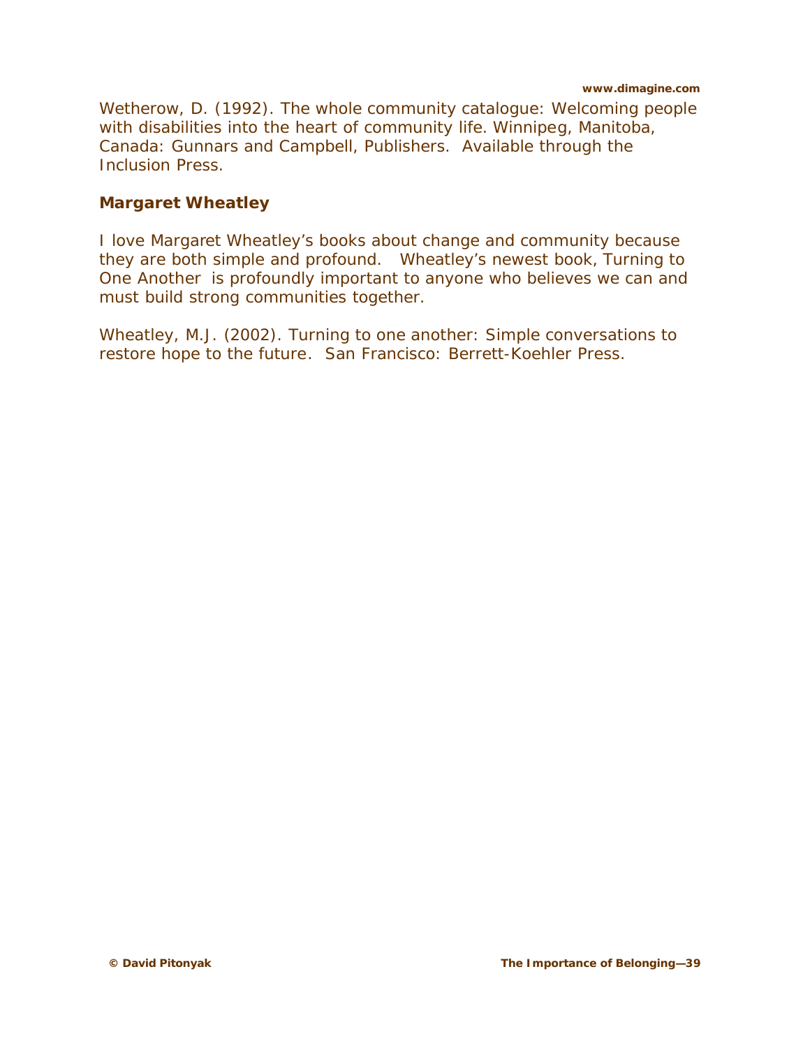Wetherow, D. (1992). The whole community catalogue: Welcoming people with disabilities into the heart of community life. Winnipeg, Manitoba, Canada: Gunnars and Campbell, Publishers. Available through the Inclusion Press.

### Margaret Wheatley

I love Margaret Wheatley's books about change and community because they are both simple and profound. Wheatley's newest book, Turning to One Another is profoundly important to anyone who believes we can and must build strong communities together.

Wheatley, M.J. (2002). Turning to one another: Simple conversations to restore hope to the future. San Francisco: Berrett-Koehler Press.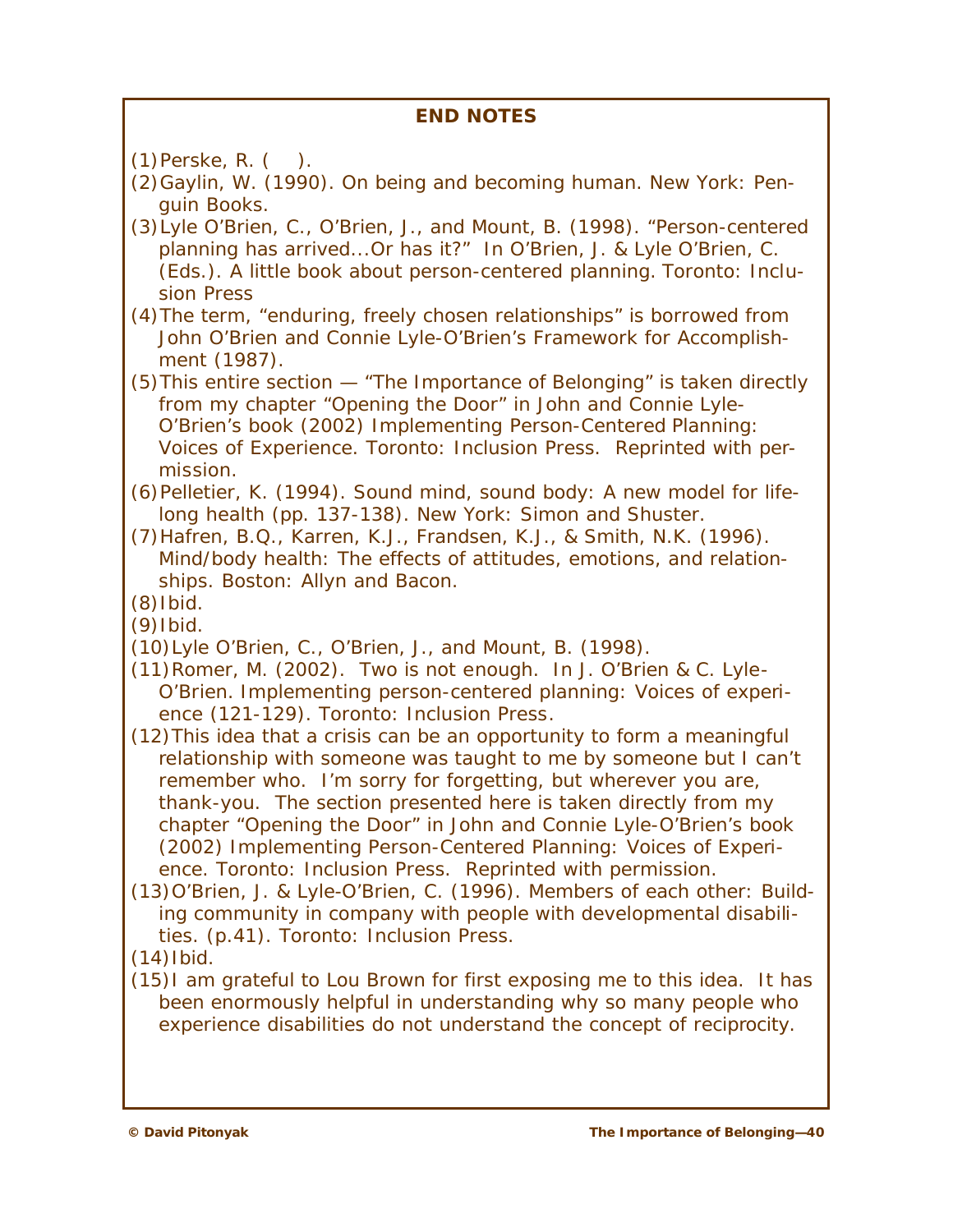## END NOTES

(1) Perske, R. (    ).

(2) Gaylin, W. (1990). On being and becoming human. New York: Penguin Books.

(3) Lyle O'Brien, C., O'Brien, J., and Mount, B. (1998). "Person-centered planning has arrived...Or has it?" In O'Brien, J. & Lyle O'Brien, C. (Eds.). A little book about person-centered planning. Toronto: Inclusion Press

(4) The term, "enduring, freely chosen relationships" is borrowed from John O'Brien and Connie Lyle-O'Brien's Framework for Accomplishment (1987).

(5) This entire section — "The Importance of Belonging" is taken directly from my chapter "Opening the Door" in John and Connie Lyle-O'Brien's book (2002) Implementing Person-Centered Planning: Voices of Experience. Toronto: Inclusion Press. Reprinted with permission.

(6) Pelletier, K. (1994). Sound mind, sound body: A new model for lifelong health (pp. 137-138). New York: Simon and Shuster.

(7) Hafren, B.Q., Karren, K.J., Frandsen, K.J., & Smith, N.K. (1996). Mind/body health: The effects of attitudes, emotions, and relationships. Boston: Allyn and Bacon.

(8) Ibid.

(9) Ibid.

(10) Lyle O'Brien, C., O'Brien, J., and Mount, B. (1998).

(11) Romer, M. (2002). Two is not enough. In J. O'Brien & C. Lyle-O'Brien. Implementing person-centered planning: Voices of experience (121-129). Toronto: Inclusion Press.

(12) This idea that a crisis can be an opportunity to form a meaningful relationship with someone was taught to me by someone but I can't remember who. I'm sorry for forgetting, but wherever you are, thank-you. The section presented here is taken directly from my chapter "Opening the Door" in John and Connie Lyle-O'Brien's book (2002) Implementing Person-Centered Planning: Voices of Experience. Toronto: Inclusion Press. Reprinted with permission.

(13) O'Brien, J. & Lyle-O'Brien, C. (1996). Members of each other: Building community in company with people with developmental disabilities. (p.41). Toronto: Inclusion Press.

(14) Ibid.

(15) I am grateful to Lou Brown for first exposing me to this idea. It has been enormously helpful in understanding why so many people who experience disabilities do not understand the concept of reciprocity.